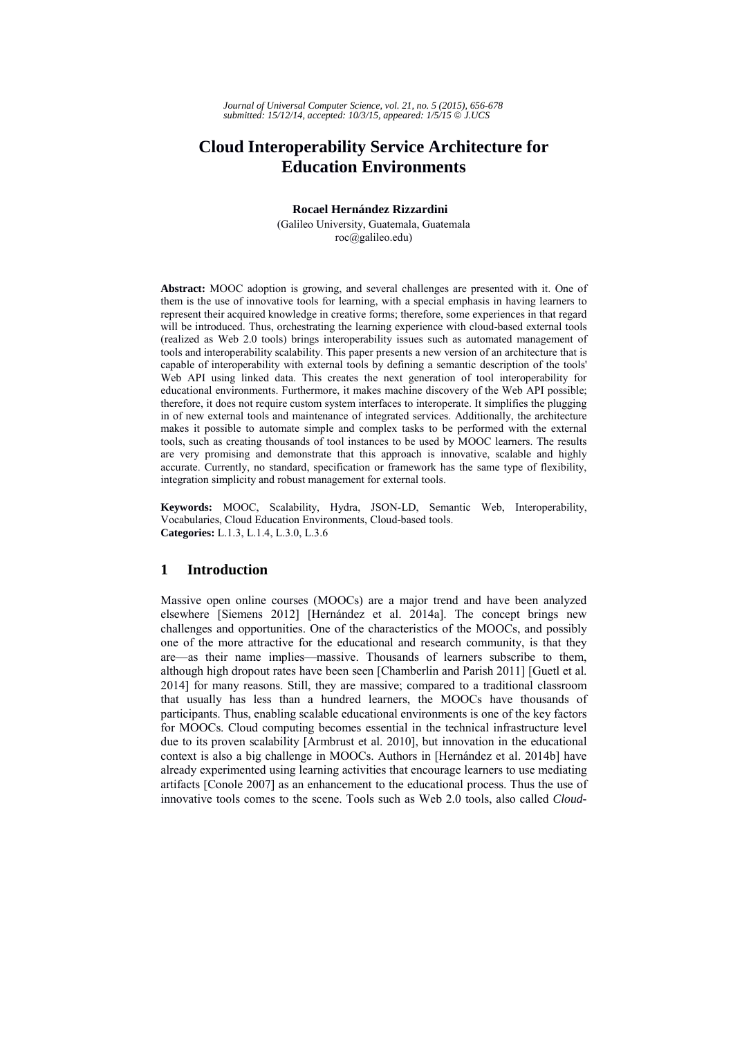# Cloud Interoperability Service Architecture for Education Environments

**Rocael Hernández Rizzardini**

(Galileo University, Guatemala, Guatemala
roc@galileo.edu)

**Abstract:** MOOC adoption is growing, and several challenges are presented with it. One of them is the use of innovative tools for learning, with a special emphasis in having learners to represent their acquired knowledge in creative forms; therefore, some experiences in that regard will be introduced. Thus, orchestrating the learning experience with cloud-based external tools (realized as Web 2.0 tools) brings interoperability issues such as automated management of tools and interoperability scalability. This paper presents a new version of an architecture that is capable of interoperability with external tools by defining a semantic description of the tools' Web API using linked data. This creates the next generation of tool interoperability for educational environments. Furthermore, it makes machine discovery of the Web API possible; therefore, it does not require custom system interfaces to interoperate. It simplifies the plugging in of new external tools and maintenance of integrated services. Additionally, the architecture makes it possible to automate simple and complex tasks to be performed with the external tools, such as creating thousands of tool instances to be used by MOOC learners. The results are very promising and demonstrate that this approach is innovative, scalable and highly accurate. Currently, no standard, specification or framework has the same type of flexibility, integration simplicity and robust management for external tools.

**Keywords:** MOOC, Scalability, Hydra, JSON-LD, Semantic Web, Interoperability, Vocabularies, Cloud Education Environments, Cloud-based tools.
**Categories:** L.1.3, L.1.4, L.3.0, L.3.6

## 1 Introduction

Massive open online courses (MOOCs) are a major trend and have been analyzed elsewhere [Siemens 2012] [Hernández et al. 2014a]. The concept brings new challenges and opportunities. One of the characteristics of the MOOCs, and possibly one of the more attractive for the educational and research community, is that they are—as their name implies—massive. Thousands of learners subscribe to them, although high dropout rates have been seen [Chamberlin and Parish 2011] [Guetl et al. 2014] for many reasons. Still, they are massive; compared to a traditional classroom that usually has less than a hundred learners, the MOOCs have thousands of participants. Thus, enabling scalable educational environments is one of the key factors for MOOCs. Cloud computing becomes essential in the technical infrastructure level due to its proven scalability [Armbrust et al. 2010], but innovation in the educational context is also a big challenge in MOOCs. Authors in [Hernández et al. 2014b] have already experimented using learning activities that encourage learners to use mediating artifacts [Conole 2007] as an enhancement to the educational process. Thus the use of innovative tools comes to the scene. Tools such as Web 2.0 tools, also called *Cloud-*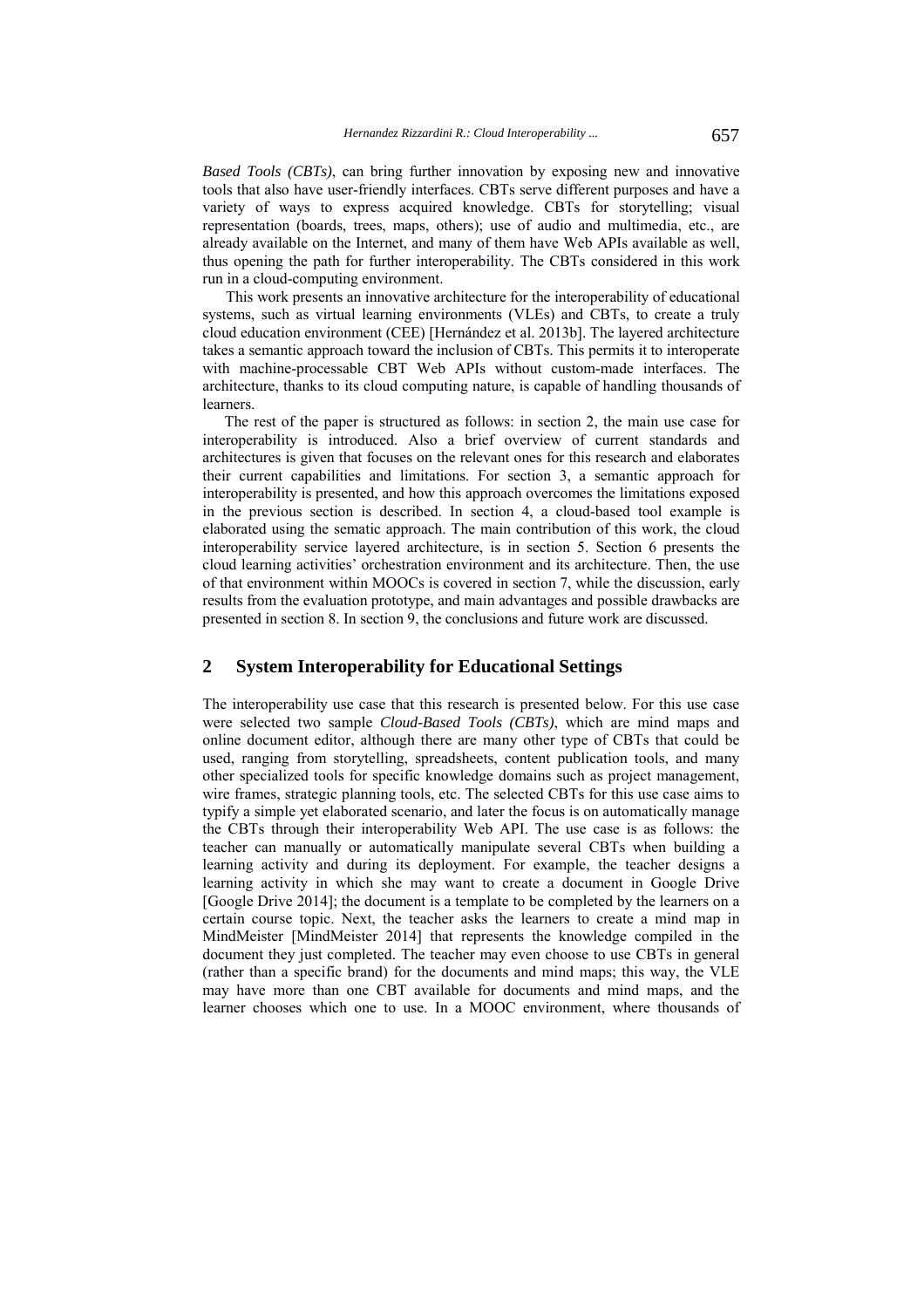*Based Tools (CBTs)*, can bring further innovation by exposing new and innovative tools that also have user-friendly interfaces. CBTs serve different purposes and have a variety of ways to express acquired knowledge. CBTs for storytelling; visual representation (boards, trees, maps, others); use of audio and multimedia, etc., are already available on the Internet, and many of them have Web APIs available as well, thus opening the path for further interoperability. The CBTs considered in this work run in a cloud-computing environment.

This work presents an innovative architecture for the interoperability of educational systems, such as virtual learning environments (VLEs) and CBTs, to create a truly cloud education environment (CEE) [Hernández et al. 2013b]. The layered architecture takes a semantic approach toward the inclusion of CBTs. This permits it to interoperate with machine-processable CBT Web APIs without custom-made interfaces. The architecture, thanks to its cloud computing nature, is capable of handling thousands of learners.

The rest of the paper is structured as follows: in section 2, the main use case for interoperability is introduced. Also a brief overview of current standards and architectures is given that focuses on the relevant ones for this research and elaborates their current capabilities and limitations. For section 3, a semantic approach for interoperability is presented, and how this approach overcomes the limitations exposed in the previous section is described. In section 4, a cloud-based tool example is elaborated using the sematic approach. The main contribution of this work, the cloud interoperability service layered architecture, is in section 5. Section 6 presents the cloud learning activities' orchestration environment and its architecture. Then, the use of that environment within MOOCs is covered in section 7, while the discussion, early results from the evaluation prototype, and main advantages and possible drawbacks are presented in section 8. In section 9, the conclusions and future work are discussed.

## 2 System Interoperability for Educational Settings

The interoperability use case that this research is presented below. For this use case were selected two sample *Cloud-Based Tools (CBTs)*, which are mind maps and online document editor, although there are many other type of CBTs that could be used, ranging from storytelling, spreadsheets, content publication tools, and many other specialized tools for specific knowledge domains such as project management, wire frames, strategic planning tools, etc. The selected CBTs for this use case aims to typify a simple yet elaborated scenario, and later the focus is on automatically manage the CBTs through their interoperability Web API. The use case is as follows: the teacher can manually or automatically manipulate several CBTs when building a learning activity and during its deployment. For example, the teacher designs a learning activity in which she may want to create a document in Google Drive [Google Drive 2014]; the document is a template to be completed by the learners on a certain course topic. Next, the teacher asks the learners to create a mind map in MindMeister [MindMeister 2014] that represents the knowledge compiled in the document they just completed. The teacher may even choose to use CBTs in general (rather than a specific brand) for the documents and mind maps; this way, the VLE may have more than one CBT available for documents and mind maps, and the learner chooses which one to use. In a MOOC environment, where thousands of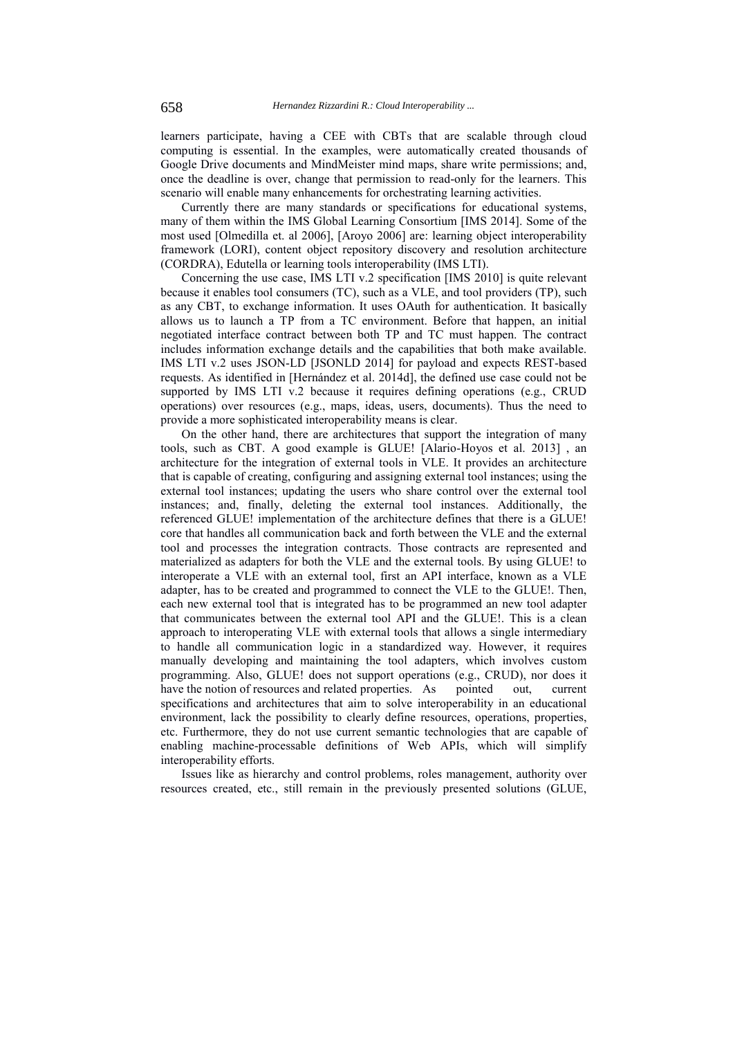learners participate, having a CEE with CBTs that are scalable through cloud computing is essential. In the examples, were automatically created thousands of Google Drive documents and MindMeister mind maps, share write permissions; and, once the deadline is over, change that permission to read-only for the learners. This scenario will enable many enhancements for orchestrating learning activities.

Currently there are many standards or specifications for educational systems, many of them within the IMS Global Learning Consortium [IMS 2014]. Some of the most used [Olmedilla et. al 2006], [Aroyo 2006] are: learning object interoperability framework (LORI), content object repository discovery and resolution architecture (CORDRA), Edutella or learning tools interoperability (IMS LTI).

Concerning the use case, IMS LTI v.2 specification [IMS 2010] is quite relevant because it enables tool consumers (TC), such as a VLE, and tool providers (TP), such as any CBT, to exchange information. It uses OAuth for authentication. It basically allows us to launch a TP from a TC environment. Before that happen, an initial negotiated interface contract between both TP and TC must happen. The contract includes information exchange details and the capabilities that both make available. IMS LTI v.2 uses JSON-LD [JSONLD 2014] for payload and expects REST-based requests. As identified in [Hernández et al. 2014d], the defined use case could not be supported by IMS LTI v.2 because it requires defining operations (e.g., CRUD operations) over resources (e.g., maps, ideas, users, documents). Thus the need to provide a more sophisticated interoperability means is clear.

On the other hand, there are architectures that support the integration of many tools, such as CBT. A good example is GLUE! [Alario-Hoyos et al. 2013] , an architecture for the integration of external tools in VLE. It provides an architecture that is capable of creating, configuring and assigning external tool instances; using the external tool instances; updating the users who share control over the external tool instances; and, finally, deleting the external tool instances. Additionally, the referenced GLUE! implementation of the architecture defines that there is a GLUE! core that handles all communication back and forth between the VLE and the external tool and processes the integration contracts. Those contracts are represented and materialized as adapters for both the VLE and the external tools. By using GLUE! to interoperate a VLE with an external tool, first an API interface, known as a VLE adapter, has to be created and programmed to connect the VLE to the GLUE!. Then, each new external tool that is integrated has to be programmed an new tool adapter that communicates between the external tool API and the GLUE!. This is a clean approach to interoperating VLE with external tools that allows a single intermediary to handle all communication logic in a standardized way. However, it requires manually developing and maintaining the tool adapters, which involves custom programming. Also, GLUE! does not support operations (e.g., CRUD), nor does it have the notion of resources and related properties. As pointed out, current specifications and architectures that aim to solve interoperability in an educational environment, lack the possibility to clearly define resources, operations, properties, etc. Furthermore, they do not use current semantic technologies that are capable of enabling machine-processable definitions of Web APIs, which will simplify interoperability efforts.

Issues like as hierarchy and control problems, roles management, authority over resources created, etc., still remain in the previously presented solutions (GLUE,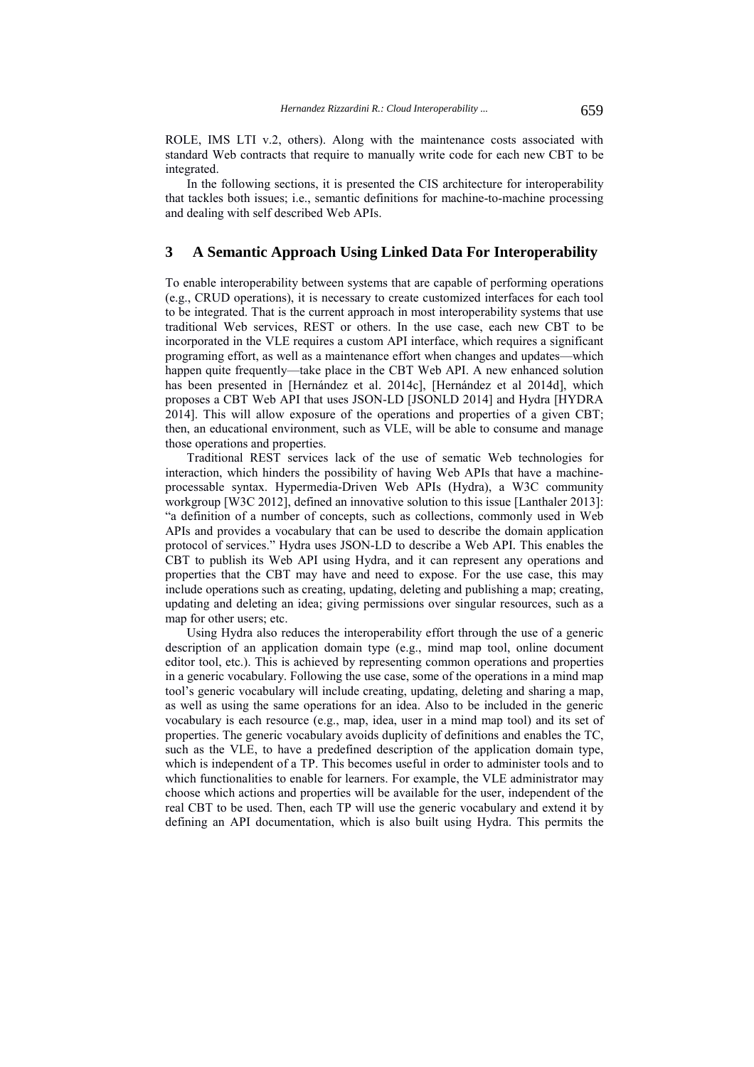ROLE, IMS LTI v.2, others). Along with the maintenance costs associated with standard Web contracts that require to manually write code for each new CBT to be integrated.

In the following sections, it is presented the CIS architecture for interoperability that tackles both issues; i.e., semantic definitions for machine-to-machine processing and dealing with self described Web APIs.

## 3 A Semantic Approach Using Linked Data For Interoperability

To enable interoperability between systems that are capable of performing operations (e.g., CRUD operations), it is necessary to create customized interfaces for each tool to be integrated. That is the current approach in most interoperability systems that use traditional Web services, REST or others. In the use case, each new CBT to be incorporated in the VLE requires a custom API interface, which requires a significant programing effort, as well as a maintenance effort when changes and updates—which happen quite frequently—take place in the CBT Web API. A new enhanced solution has been presented in [Hernández et al. 2014c], [Hernández et al 2014d], which proposes a CBT Web API that uses JSON-LD [JSONLD 2014] and Hydra [HYDRA 2014]. This will allow exposure of the operations and properties of a given CBT; then, an educational environment, such as VLE, will be able to consume and manage those operations and properties.

Traditional REST services lack of the use of sematic Web technologies for interaction, which hinders the possibility of having Web APIs that have a machine-processable syntax. Hypermedia-Driven Web APIs (Hydra), a W3C community workgroup [W3C 2012], defined an innovative solution to this issue [Lanthaler 2013]: "a definition of a number of concepts, such as collections, commonly used in Web APIs and provides a vocabulary that can be used to describe the domain application protocol of services." Hydra uses JSON-LD to describe a Web API. This enables the CBT to publish its Web API using Hydra, and it can represent any operations and properties that the CBT may have and need to expose. For the use case, this may include operations such as creating, updating, deleting and publishing a map; creating, updating and deleting an idea; giving permissions over singular resources, such as a map for other users; etc.

Using Hydra also reduces the interoperability effort through the use of a generic description of an application domain type (e.g., mind map tool, online document editor tool, etc.). This is achieved by representing common operations and properties in a generic vocabulary. Following the use case, some of the operations in a mind map tool's generic vocabulary will include creating, updating, deleting and sharing a map, as well as using the same operations for an idea. Also to be included in the generic vocabulary is each resource (e.g., map, idea, user in a mind map tool) and its set of properties. The generic vocabulary avoids duplicity of definitions and enables the TC, such as the VLE, to have a predefined description of the application domain type, which is independent of a TP. This becomes useful in order to administer tools and to which functionalities to enable for learners. For example, the VLE administrator may choose which actions and properties will be available for the user, independent of the real CBT to be used. Then, each TP will use the generic vocabulary and extend it by defining an API documentation, which is also built using Hydra. This permits the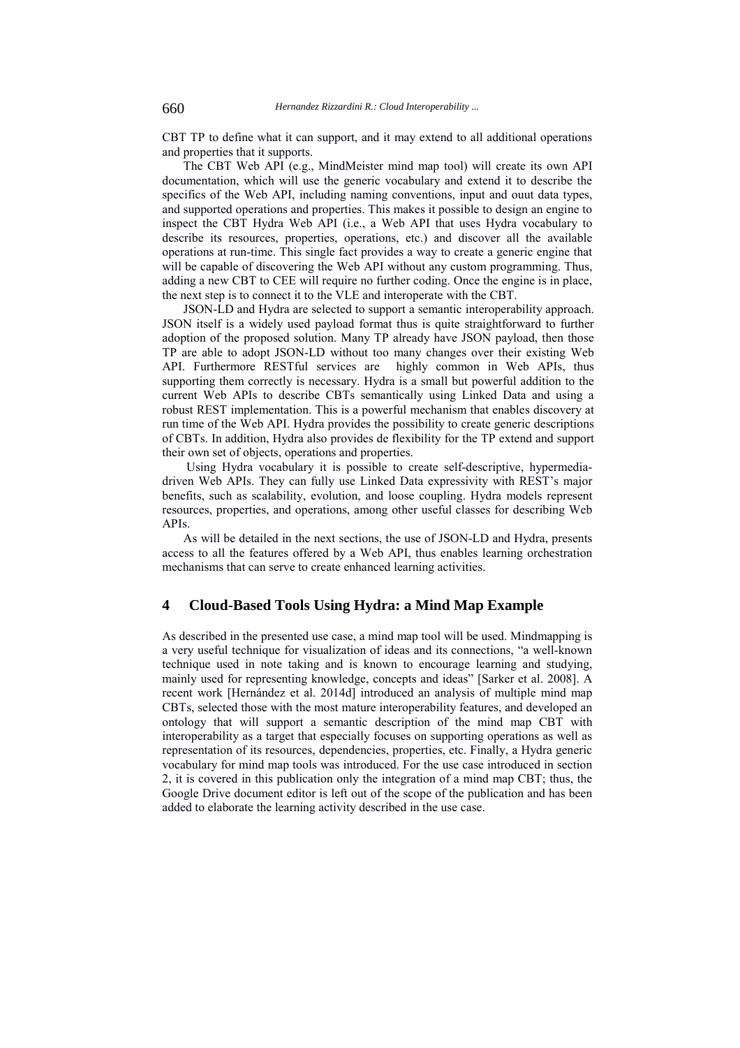CBT TP to define what it can support, and it may extend to all additional operations and properties that it supports.

The CBT Web API (e.g., MindMeister mind map tool) will create its own API documentation, which will use the generic vocabulary and extend it to describe the specifics of the Web API, including naming conventions, input and ouut data types, and supported operations and properties. This makes it possible to design an engine to inspect the CBT Hydra Web API (i.e., a Web API that uses Hydra vocabulary to describe its resources, properties, operations, etc.) and discover all the available operations at run-time. This single fact provides a way to create a generic engine that will be capable of discovering the Web API without any custom programming. Thus, adding a new CBT to CEE will require no further coding. Once the engine is in place, the next step is to connect it to the VLE and interoperate with the CBT.

JSON-LD and Hydra are selected to support a semantic interoperability approach. JSON itself is a widely used payload format thus is quite straightforward to further adoption of the proposed solution. Many TP already have JSON payload, then those TP are able to adopt JSON-LD without too many changes over their existing Web API. Furthermore RESTful services are highly common in Web APIs, thus supporting them correctly is necessary. Hydra is a small but powerful addition to the current Web APIs to describe CBTs semantically using Linked Data and using a robust REST implementation. This is a powerful mechanism that enables discovery at run time of the Web API. Hydra provides the possibility to create generic descriptions of CBTs. In addition, Hydra also provides de flexibility for the TP extend and support their own set of objects, operations and properties.

Using Hydra vocabulary it is possible to create self-descriptive, hypermedia-driven Web APIs. They can fully use Linked Data expressivity with REST's major benefits, such as scalability, evolution, and loose coupling. Hydra models represent resources, properties, and operations, among other useful classes for describing Web APIs.

As will be detailed in the next sections, the use of JSON-LD and Hydra, presents access to all the features offered by a Web API, thus enables learning orchestration mechanisms that can serve to create enhanced learning activities.

## 4 Cloud-Based Tools Using Hydra: a Mind Map Example

As described in the presented use case, a mind map tool will be used. Mindmapping is a very useful technique for visualization of ideas and its connections, "a well-known technique used in note taking and is known to encourage learning and studying, mainly used for representing knowledge, concepts and ideas" [Sarker et al. 2008]. A recent work [Hernández et al. 2014d] introduced an analysis of multiple mind map CBTs, selected those with the most mature interoperability features, and developed an ontology that will support a semantic description of the mind map CBT with interoperability as a target that especially focuses on supporting operations as well as representation of its resources, dependencies, properties, etc. Finally, a Hydra generic vocabulary for mind map tools was introduced. For the use case introduced in section 2, it is covered in this publication only the integration of a mind map CBT; thus, the Google Drive document editor is left out of the scope of the publication and has been added to elaborate the learning activity described in the use case.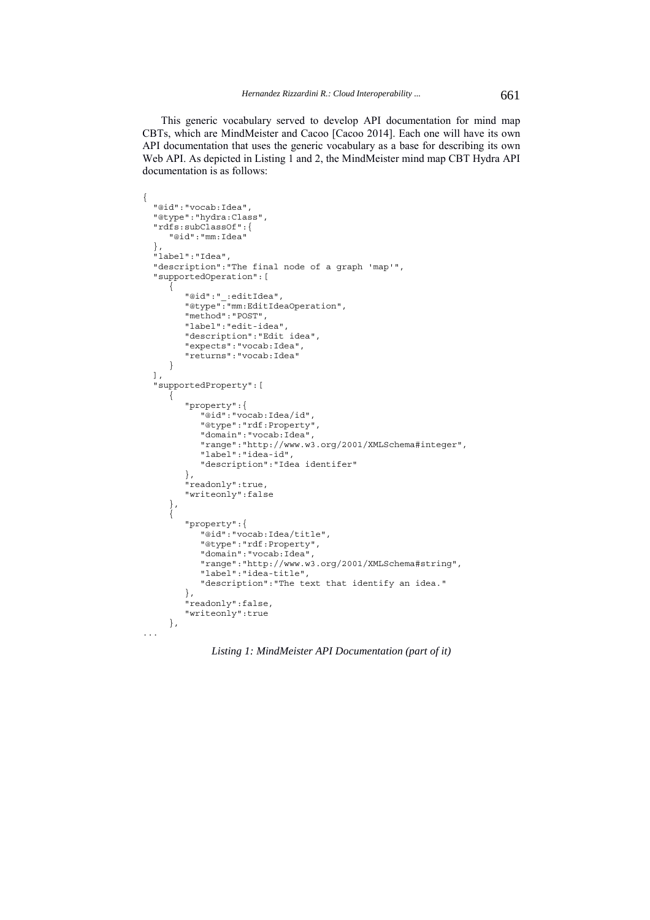This generic vocabulary served to develop API documentation for mind map CBTs, which are MindMeister and Cacoo [Cacoo 2014]. Each one will have its own API documentation that uses the generic vocabulary as a base for describing its own Web API. As depicted in Listing 1 and 2, the MindMeister mind map CBT Hydra API documentation is as follows:

```
{
  "@id":"vocab:Idea",
  "@type":"hydra:Class",
  "rdfs:subClassOf":{
     "@id":"mm:Idea"
  },
  "label":"Idea",
  "description":"The final node of a graph 'map'",
  "supportedOperation":[
     {
        "@id":"_:editIdea",
        "@type":"mm:EditIdeaOperation",
        "method":"POST",
        "label":"edit-idea",
        "description":"Edit idea",
        "expects":"vocab:Idea",
        "returns":"vocab:Idea"
     }
  ],
  "supportedProperty":[
     {
        "property":{
           "@id":"vocab:Idea/id",
           "@type":"rdf:Property",
           "domain":"vocab:Idea",
           "range":"http://www.w3.org/2001/XMLSchema#integer",
           "label":"idea-id",
           "description":"Idea identifer"
        },
        "readonly":true,
        "writeonly":false
     },
     {
        "property":{
           "@id":"vocab:Idea/title",
           "@type":"rdf:Property",
           "domain":"vocab:Idea",
           "range":"http://www.w3.org/2001/XMLSchema#string",
           "label":"idea-title",
           "description":"The text that identify an idea."
        },
        "readonly":false,
        "writeonly":true
     },
...
```

*Listing 1: MindMeister API Documentation (part of it)*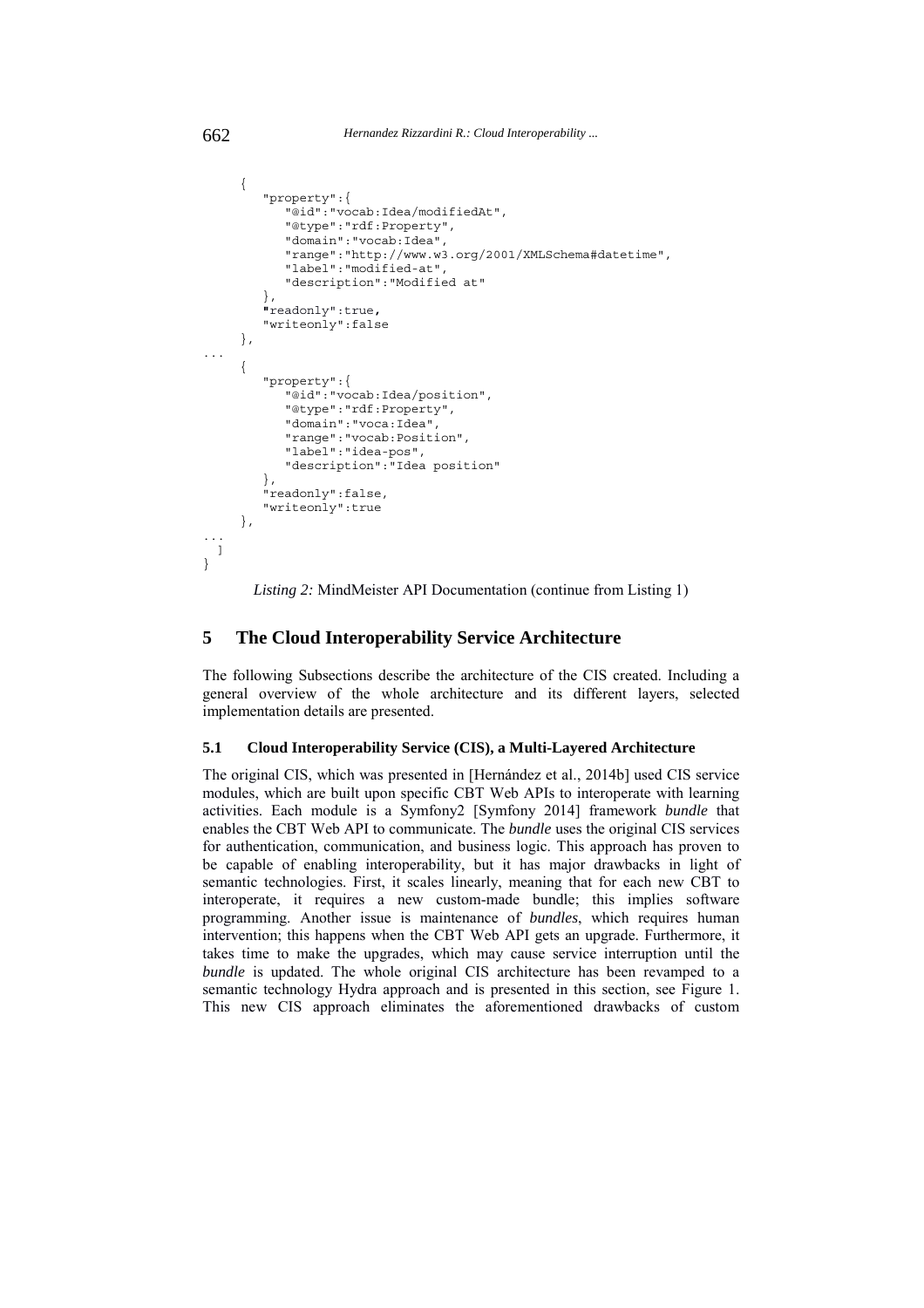```
    {
       "property":{
          "@id":"vocab:Idea/modifiedAt",
          "@type":"rdf:Property",
          "domain":"vocab:Idea",
          "range":"http://www.w3.org/2001/XMLSchema#datetime",
          "label":"modified-at",
          "description":"Modified at"
       },
       "readonly":true,
       "writeonly":false
    },
...
    {
       "property":{
          "@id":"vocab:Idea/position",
          "@type":"rdf:Property",
          "domain":"voca:Idea",
          "range":"vocab:Position",
          "label":"idea-pos",
          "description":"Idea position"
       },
       "readonly":false,
       "writeonly":true
    },
...
  ]
}
```

*Listing 2:* MindMeister API Documentation (continue from Listing 1)

## 5 The Cloud Interoperability Service Architecture

The following Subsections describe the architecture of the CIS created. Including a general overview of the whole architecture and its different layers, selected implementation details are presented.

### 5.1 Cloud Interoperability Service (CIS), a Multi-Layered Architecture

The original CIS, which was presented in [Hernández et al., 2014b] used CIS service modules, which are built upon specific CBT Web APIs to interoperate with learning activities. Each module is a Symfony2 [Symfony 2014] framework *bundle* that enables the CBT Web API to communicate. The *bundle* uses the original CIS services for authentication, communication, and business logic. This approach has proven to be capable of enabling interoperability, but it has major drawbacks in light of semantic technologies. First, it scales linearly, meaning that for each new CBT to interoperate, it requires a new custom-made bundle; this implies software programming. Another issue is maintenance of *bundles*, which requires human intervention; this happens when the CBT Web API gets an upgrade. Furthermore, it takes time to make the upgrades, which may cause service interruption until the *bundle* is updated. The whole original CIS architecture has been revamped to a semantic technology Hydra approach and is presented in this section, see Figure 1. This new CIS approach eliminates the aforementioned drawbacks of custom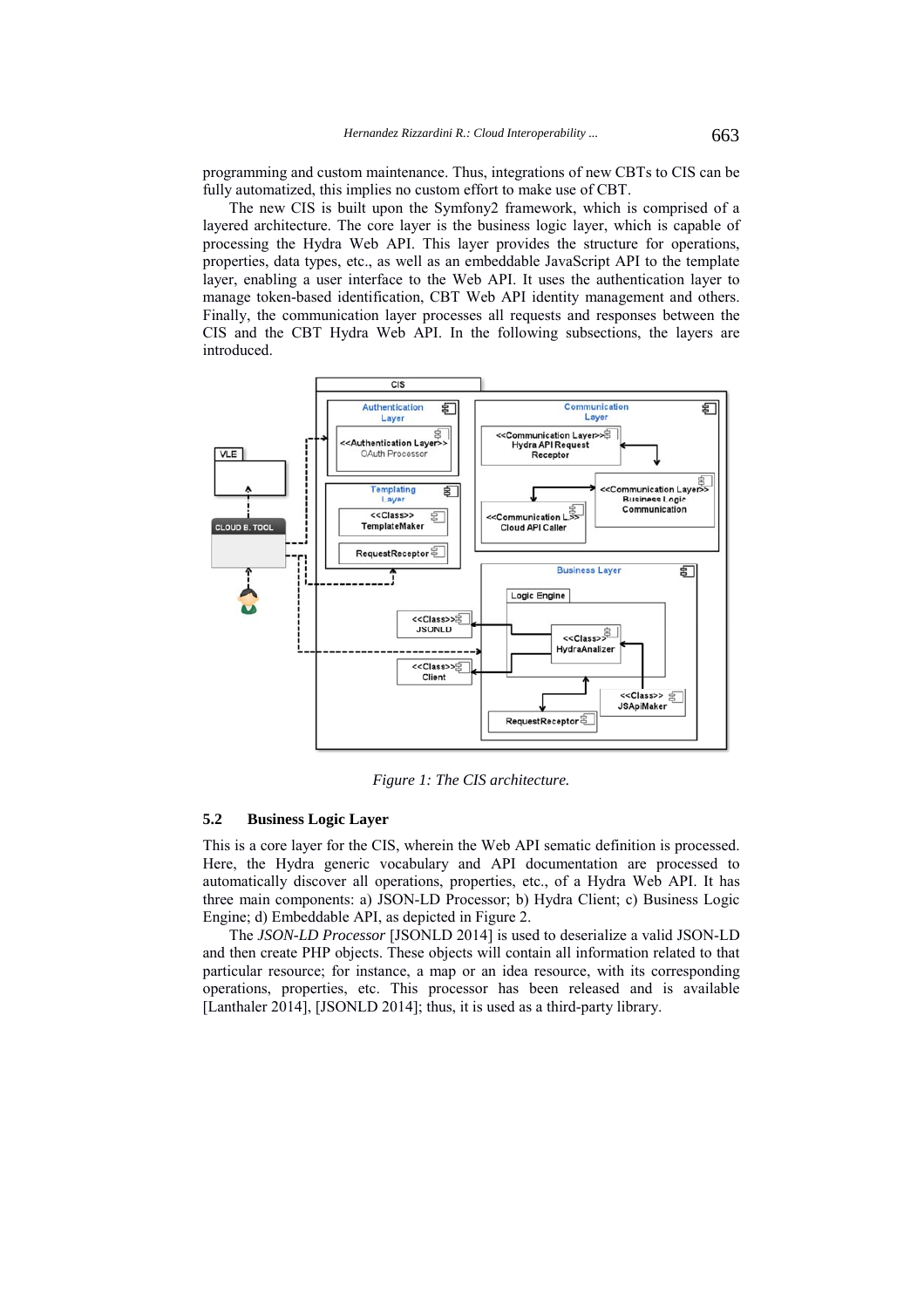programming and custom maintenance. Thus, integrations of new CBTs to CIS can be fully automatized, this implies no custom effort to make use of CBT.

The new CIS is built upon the Symfony2 framework, which is comprised of a layered architecture. The core layer is the business logic layer, which is capable of processing the Hydra Web API. This layer provides the structure for operations, properties, data types, etc., as well as an embeddable JavaScript API to the template layer, enabling a user interface to the Web API. It uses the authentication layer to manage token-based identification, CBT Web API identity management and others. Finally, the communication layer processes all requests and responses between the CIS and the CBT Hydra Web API. In the following subsections, the layers are introduced.

*Figure 1: The CIS architecture.*

### 5.2 Business Logic Layer

This is a core layer for the CIS, wherein the Web API sematic definition is processed. Here, the Hydra generic vocabulary and API documentation are processed to automatically discover all operations, properties, etc., of a Hydra Web API. It has three main components: a) JSON-LD Processor; b) Hydra Client; c) Business Logic Engine; d) Embeddable API, as depicted in Figure 2.

The *JSON-LD Processor* [JSONLD 2014] is used to deserialize a valid JSON-LD and then create PHP objects. These objects will contain all information related to that particular resource; for instance, a map or an idea resource, with its corresponding operations, properties, etc. This processor has been released and is available [Lanthaler 2014], [JSONLD 2014]; thus, it is used as a third-party library.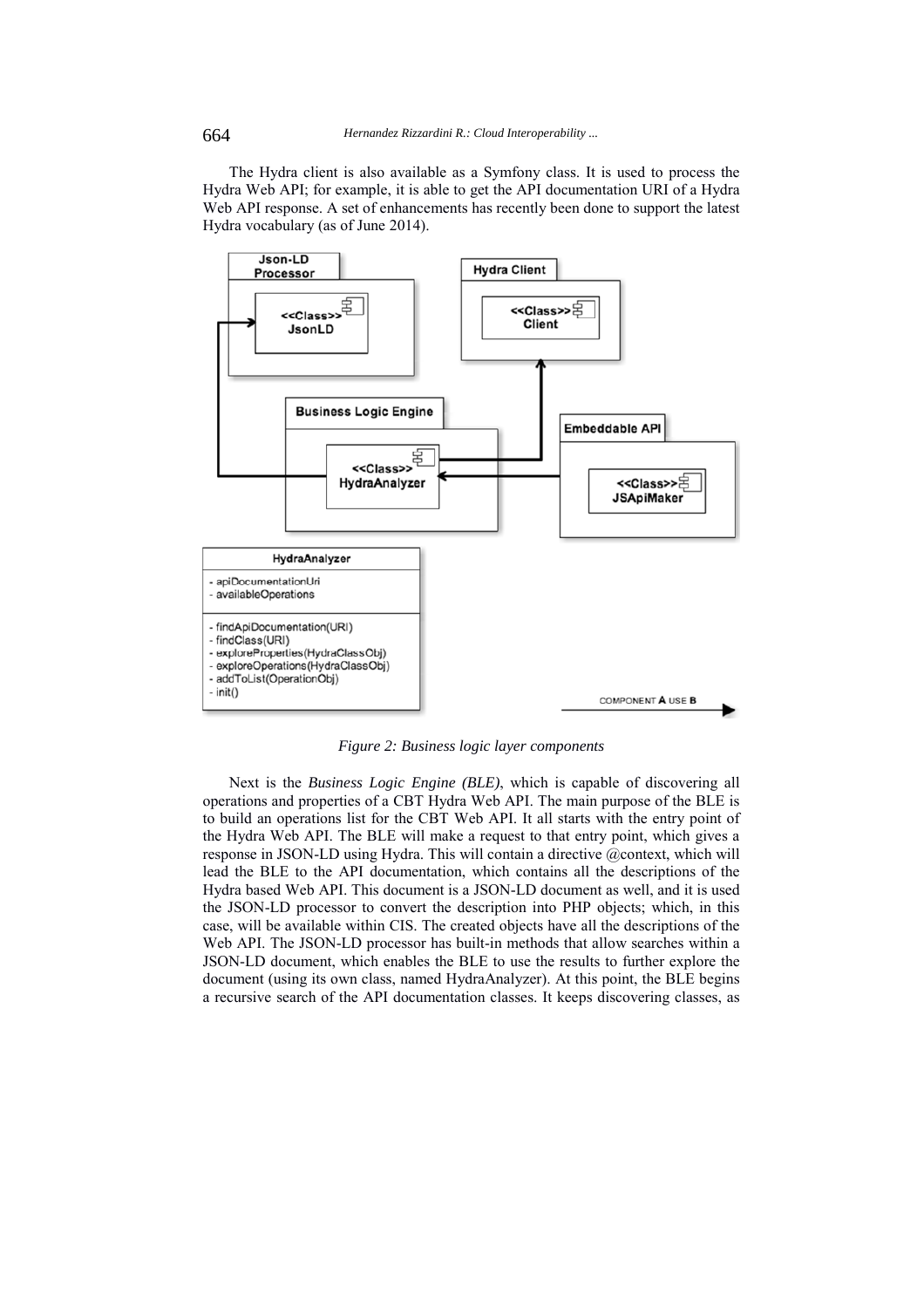The Hydra client is also available as a Symfony class. It is used to process the Hydra Web API; for example, it is able to get the API documentation URI of a Hydra Web API response. A set of enhancements has recently been done to support the latest Hydra vocabulary (as of June 2014).

*Figure 2: Business logic layer components*

Next is the *Business Logic Engine (BLE)*, which is capable of discovering all operations and properties of a CBT Hydra Web API. The main purpose of the BLE is to build an operations list for the CBT Web API. It all starts with the entry point of the Hydra Web API. The BLE will make a request to that entry point, which gives a response in JSON-LD using Hydra. This will contain a directive @context, which will lead the BLE to the API documentation, which contains all the descriptions of the Hydra based Web API. This document is a JSON-LD document as well, and it is used the JSON-LD processor to convert the description into PHP objects; which, in this case, will be available within CIS. The created objects have all the descriptions of the Web API. The JSON-LD processor has built-in methods that allow searches within a JSON-LD document, which enables the BLE to use the results to further explore the document (using its own class, named HydraAnalyzer). At this point, the BLE begins a recursive search of the API documentation classes. It keeps discovering classes, as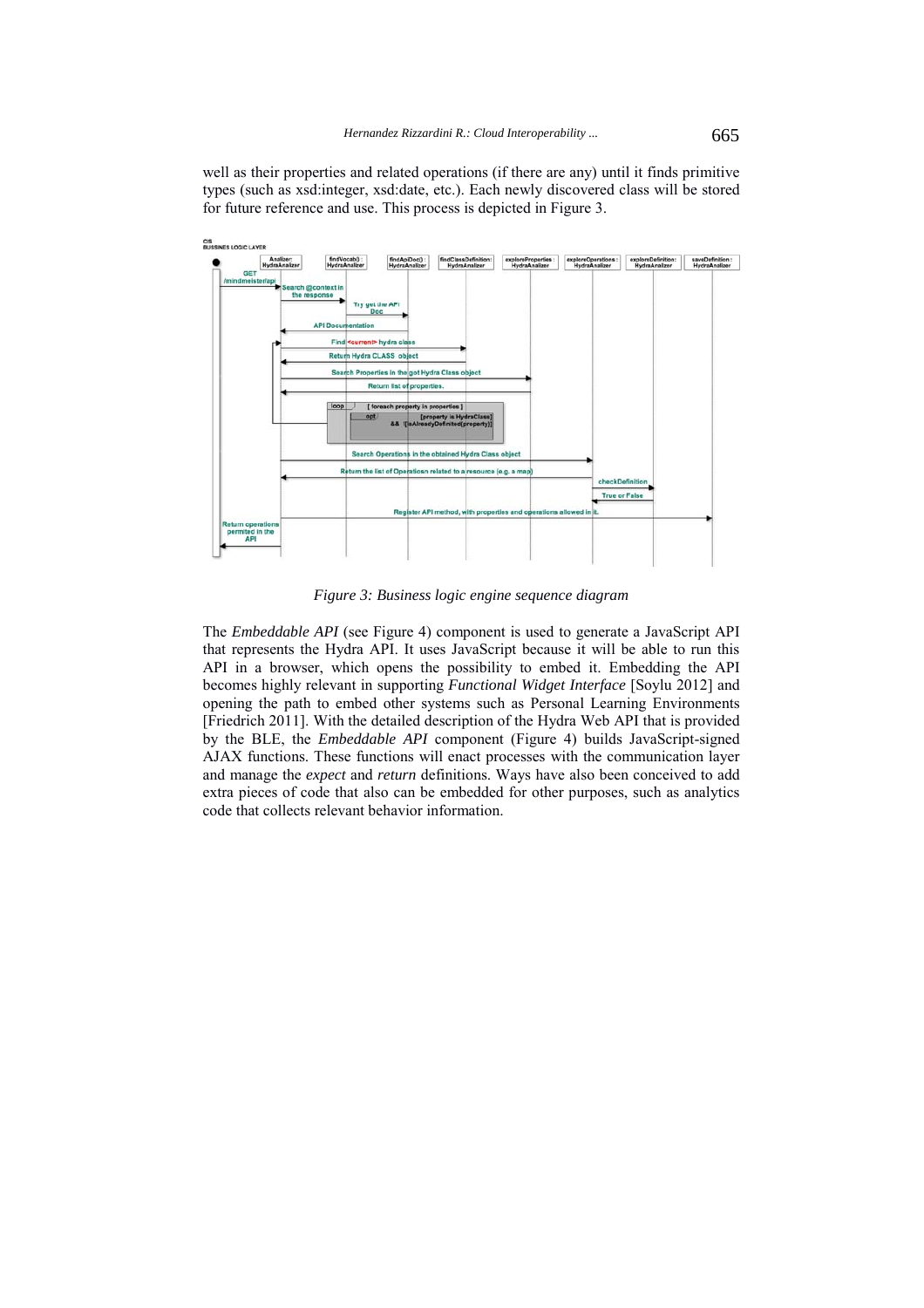well as their properties and related operations (if there are any) until it finds primitive types (such as xsd:integer, xsd:date, etc.). Each newly discovered class will be stored for future reference and use. This process is depicted in Figure 3.

*Figure 3: Business logic engine sequence diagram*

The *Embeddable API* (see Figure 4) component is used to generate a JavaScript API that represents the Hydra API. It uses JavaScript because it will be able to run this API in a browser, which opens the possibility to embed it. Embedding the API becomes highly relevant in supporting *Functional Widget Interface* [Soylu 2012] and opening the path to embed other systems such as Personal Learning Environments [Friedrich 2011]. With the detailed description of the Hydra Web API that is provided by the BLE, the *Embeddable API* component (Figure 4) builds JavaScript-signed AJAX functions. These functions will enact processes with the communication layer and manage the *expect* and *return* definitions. Ways have also been conceived to add extra pieces of code that also can be embedded for other purposes, such as analytics code that collects relevant behavior information.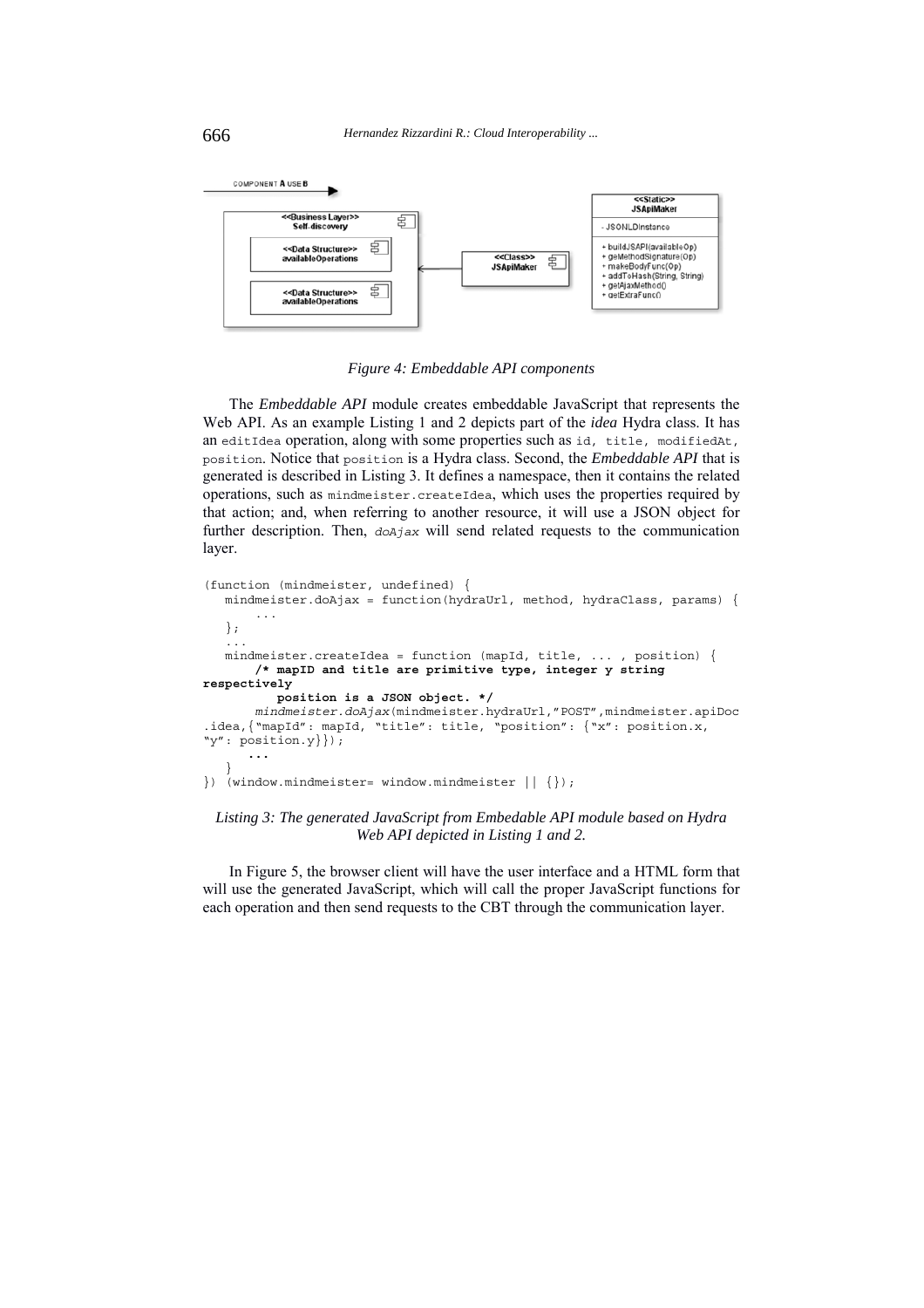Figure 4: Embeddable API components

The *Embeddable API* module creates embeddable JavaScript that represents the Web API. As an example Listing 1 and 2 depicts part of the *idea* Hydra class. It has an `editIdea` operation, along with some properties such as `id, title, modifiedAt, position`. Notice that `position` is a Hydra class. Second, the *Embeddable API* that is generated is described in Listing 3. It defines a namespace, then it contains the related operations, such as `mindmeister.createIdea`, which uses the properties required by that action; and, when referring to another resource, it will use a JSON object for further description. Then, *doAjax* will send related requests to the communication layer.

```
(function (mindmeister, undefined) {
   mindmeister.doAjax = function(hydraUrl, method, hydraClass, params) {
       ...
   };
   ...
   mindmeister.createIdea = function (mapId, title, ... , position) {
       /* mapID and title are primitive type, integer y string
respectively
         position is a JSON object. */
       mindmeister.doAjax(mindmeister.hydraUrl,"POST",mindmeister.apiDoc
.idea,{"mapId": mapId, "title": title, "position": {"x": position.x,
"y": position.y}});
       ...
   }
}) (window.mindmeister= window.mindmeister || {});
```

*Listing 3: The generated JavaScript from Embedable API module based on Hydra Web API depicted in Listing 1 and 2.*

In Figure 5, the browser client will have the user interface and a HTML form that will use the generated JavaScript, which will call the proper JavaScript functions for each operation and then send requests to the CBT through the communication layer.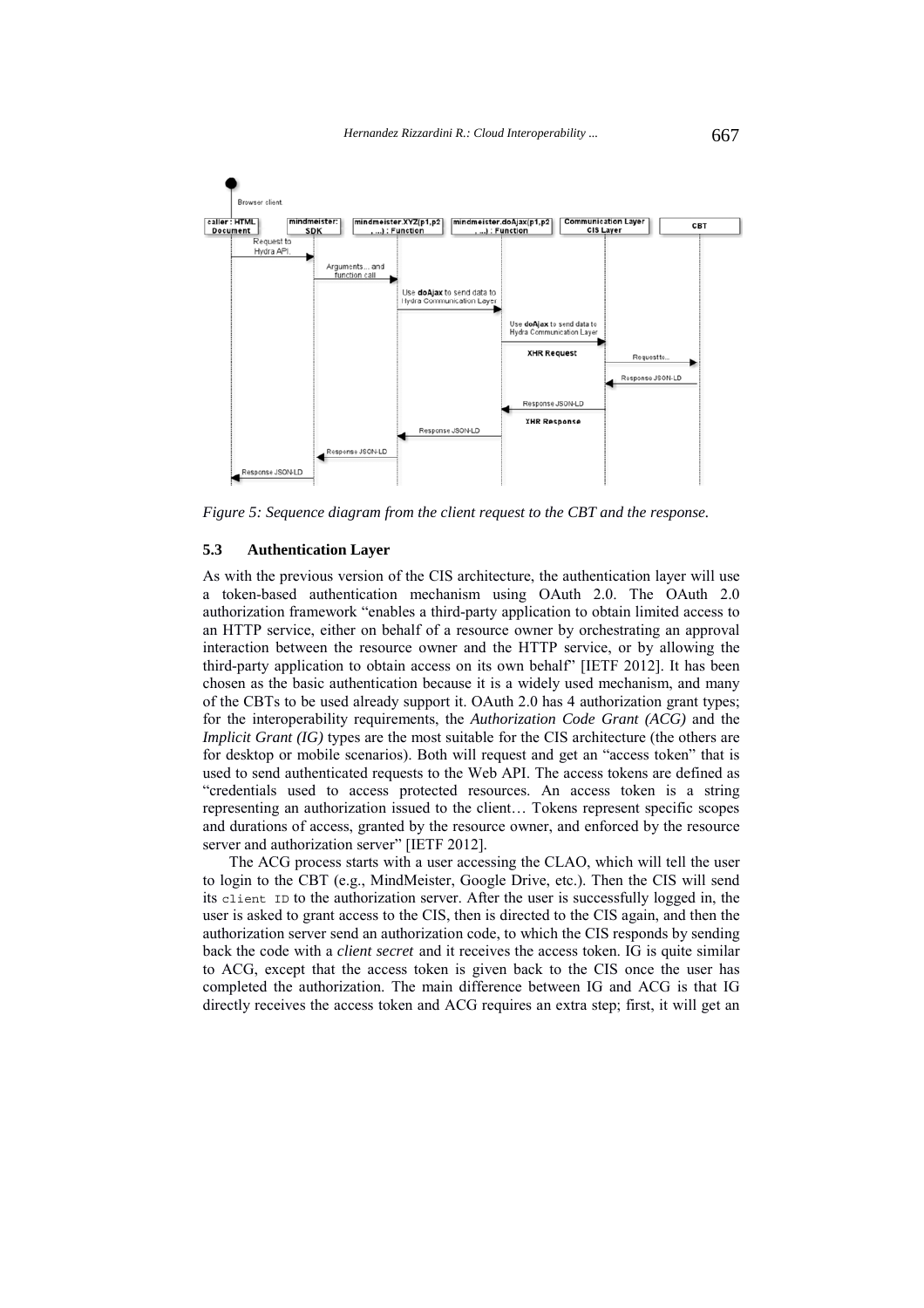*Figure 5: Sequence diagram from the client request to the CBT and the response.*

### 5.3 Authentication Layer

As with the previous version of the CIS architecture, the authentication layer will use a token-based authentication mechanism using OAuth 2.0. The OAuth 2.0 authorization framework "enables a third-party application to obtain limited access to an HTTP service, either on behalf of a resource owner by orchestrating an approval interaction between the resource owner and the HTTP service, or by allowing the third-party application to obtain access on its own behalf" [IETF 2012]. It has been chosen as the basic authentication because it is a widely used mechanism, and many of the CBTs to be used already support it. OAuth 2.0 has 4 authorization grant types; for the interoperability requirements, the *Authorization Code Grant (ACG)* and the *Implicit Grant (IG)* types are the most suitable for the CIS architecture (the others are for desktop or mobile scenarios). Both will request and get an "access token" that is used to send authenticated requests to the Web API. The access tokens are defined as "credentials used to access protected resources. An access token is a string representing an authorization issued to the client… Tokens represent specific scopes and durations of access, granted by the resource owner, and enforced by the resource server and authorization server" [IETF 2012].

The ACG process starts with a user accessing the CLAO, which will tell the user to login to the CBT (e.g., MindMeister, Google Drive, etc.). Then the CIS will send its `client ID` to the authorization server. After the user is successfully logged in, the user is asked to grant access to the CIS, then is directed to the CIS again, and then the authorization server send an authorization code, to which the CIS responds by sending back the code with a *client secret* and it receives the access token. IG is quite similar to ACG, except that the access token is given back to the CIS once the user has completed the authorization. The main difference between IG and ACG is that IG directly receives the access token and ACG requires an extra step; first, it will get an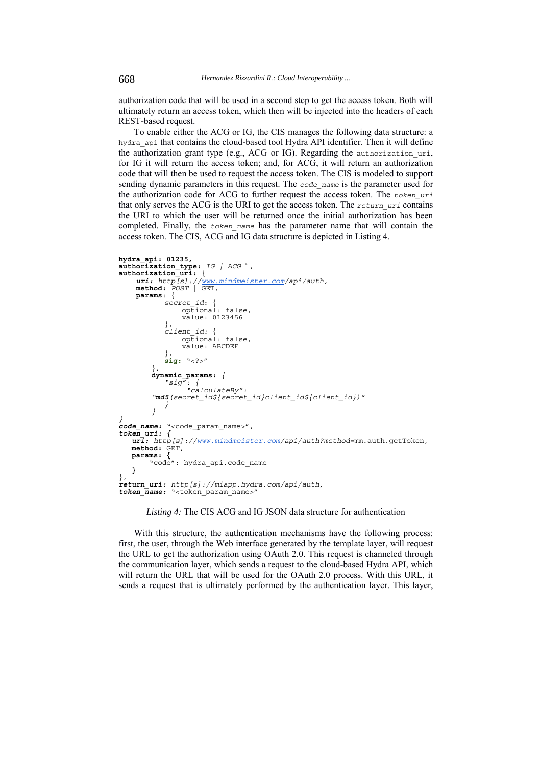authorization code that will be used in a second step to get the access token. Both will ultimately return an access token, which then will be injected into the headers of each REST-based request.

To enable either the ACG or IG, the CIS manages the following data structure: a hydra_api that contains the cloud-based tool Hydra API identifier. Then it will define the authorization grant type (e.g., ACG or IG). Regarding the authorization_uri, for IG it will return the access token; and, for ACG, it will return an authorization code that will then be used to request the access token. The CIS is modeled to support sending dynamic parameters in this request. The *code_name* is the parameter used for the authorization code for ACG to further request the access token. The *token_uri* that only serves the ACG is the URI to get the access token. The *return_uri* contains the URI to which the user will be returned once the initial authorization has been completed. Finally, the *token_name* has the parameter name that will contain the access token. The CIS, ACG and IG data structure is depicted in Listing 4.

```
hydra_api: 01235,
authorization_type: IG | ACG ",
authorization_uri: {
    uri: http[s]://www.mindmeister.com/api/auth,
    method: POST | GET,
    params: {
          secret_id: {
              optional: false,
              value: 0123456
          },
          client_id: {
              optional: false,
              value: ABCDEF
          },
          sig: "<?>"
       },
       dynamic_params: {
          "sig": {
               "calculateBy":
       "md5(secret_id${secret_id}client_id${client_id})"
          }
       }
}
code_name: "<code_param_name>",
token_uri: {
   uri: http[s]://www.mindmeister.com/api/auth?method=mm.auth.getToken,
   method: GET,
   params: {
       "code": hydra_api.code_name
   }
},
return_uri: http[s]://miapp.hydra.com/api/auth,
token_name: "<token_param_name>"
```

*Listing 4:* The CIS ACG and IG JSON data structure for authentication

With this structure, the authentication mechanisms have the following process: first, the user, through the Web interface generated by the template layer, will request the URL to get the authorization using OAuth 2.0. This request is channeled through the communication layer, which sends a request to the cloud-based Hydra API, which will return the URL that will be used for the OAuth 2.0 process. With this URL, it sends a request that is ultimately performed by the authentication layer. This layer,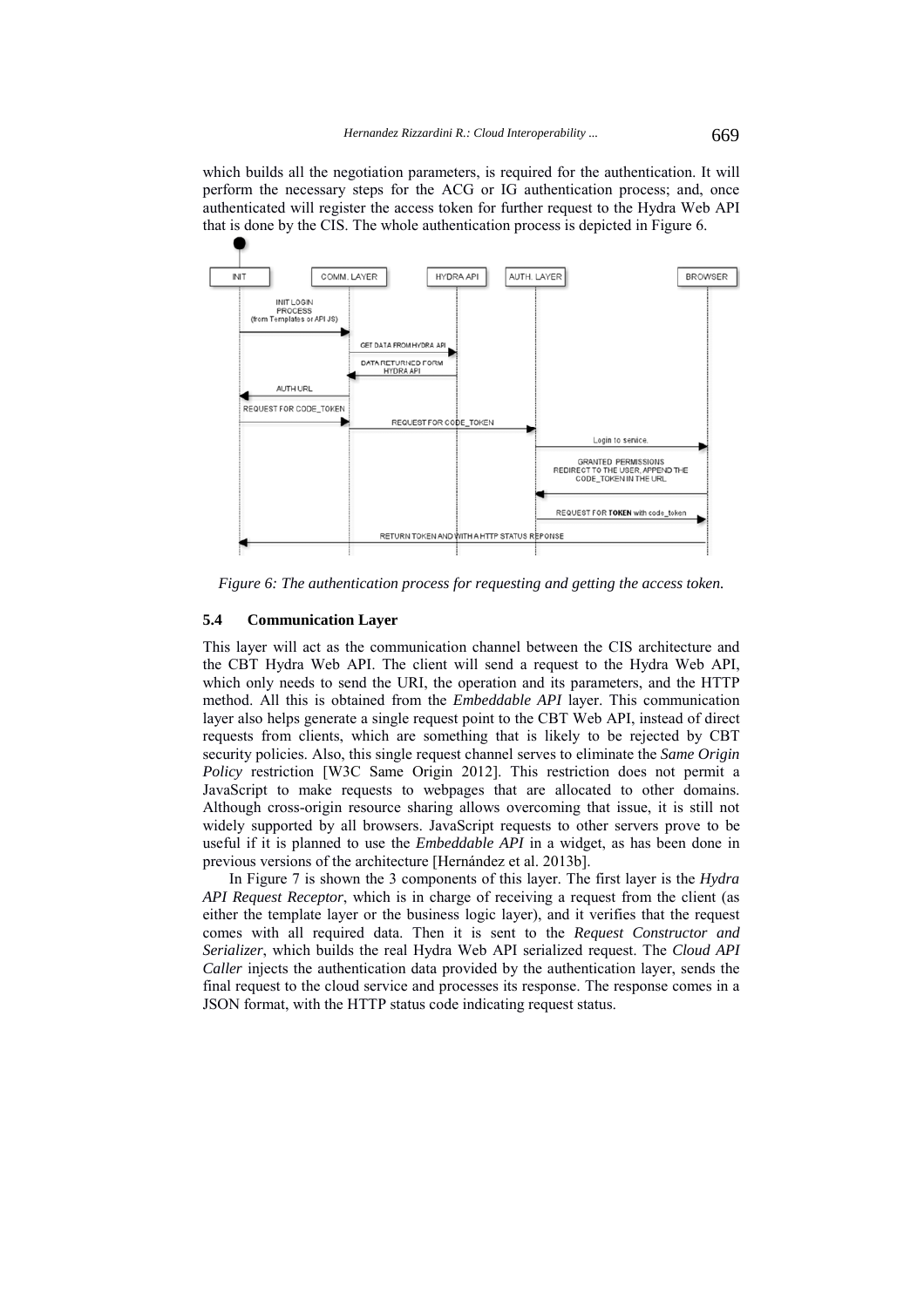which builds all the negotiation parameters, is required for the authentication. It will perform the necessary steps for the ACG or IG authentication process; and, once authenticated will register the access token for further request to the Hydra Web API that is done by the CIS. The whole authentication process is depicted in Figure 6.

*Figure 6: The authentication process for requesting and getting the access token.*

### 5.4 Communication Layer

This layer will act as the communication channel between the CIS architecture and the CBT Hydra Web API. The client will send a request to the Hydra Web API, which only needs to send the URI, the operation and its parameters, and the HTTP method. All this is obtained from the *Embeddable API* layer. This communication layer also helps generate a single request point to the CBT Web API, instead of direct requests from clients, which are something that is likely to be rejected by CBT security policies. Also, this single request channel serves to eliminate the *Same Origin Policy* restriction [W3C Same Origin 2012]. This restriction does not permit a JavaScript to make requests to webpages that are allocated to other domains. Although cross-origin resource sharing allows overcoming that issue, it is still not widely supported by all browsers. JavaScript requests to other servers prove to be useful if it is planned to use the *Embeddable API* in a widget, as has been done in previous versions of the architecture [Hernández et al. 2013b].

In Figure 7 is shown the 3 components of this layer. The first layer is the *Hydra API Request Receptor*, which is in charge of receiving a request from the client (as either the template layer or the business logic layer), and it verifies that the request comes with all required data. Then it is sent to the *Request Constructor and Serializer*, which builds the real Hydra Web API serialized request. The *Cloud API Caller* injects the authentication data provided by the authentication layer, sends the final request to the cloud service and processes its response. The response comes in a JSON format, with the HTTP status code indicating request status.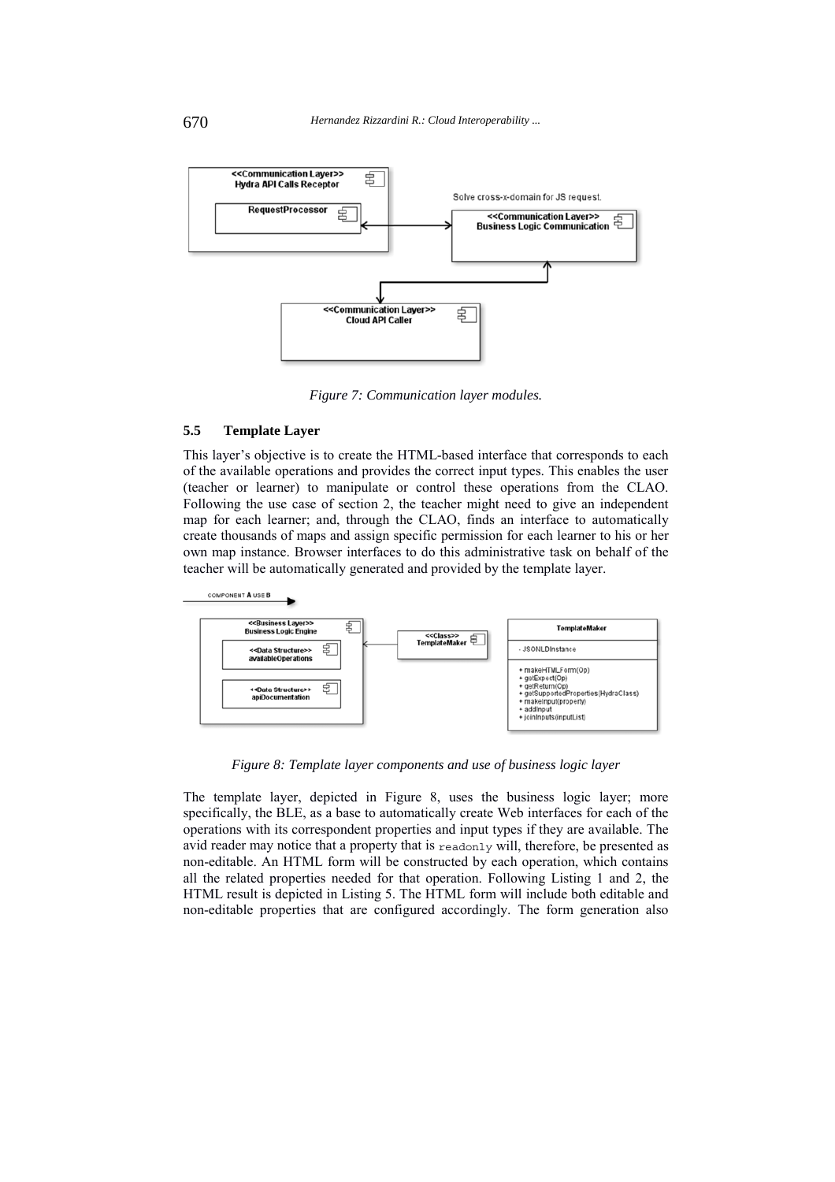*Figure 7: Communication layer modules.*

### 5.5 Template Layer

This layer's objective is to create the HTML-based interface that corresponds to each of the available operations and provides the correct input types. This enables the user (teacher or learner) to manipulate or control these operations from the CLAO. Following the use case of section 2, the teacher might need to give an independent map for each learner; and, through the CLAO, finds an interface to automatically create thousands of maps and assign specific permission for each learner to his or her own map instance. Browser interfaces to do this administrative task on behalf of the teacher will be automatically generated and provided by the template layer.

*Figure 8: Template layer components and use of business logic layer*

The template layer, depicted in Figure 8, uses the business logic layer; more specifically, the BLE, as a base to automatically create Web interfaces for each of the operations with its correspondent properties and input types if they are available. The avid reader may notice that a property that is `readonly` will, therefore, be presented as non-editable. An HTML form will be constructed by each operation, which contains all the related properties needed for that operation. Following Listing 1 and 2, the HTML result is depicted in Listing 5. The HTML form will include both editable and non-editable properties that are configured accordingly. The form generation also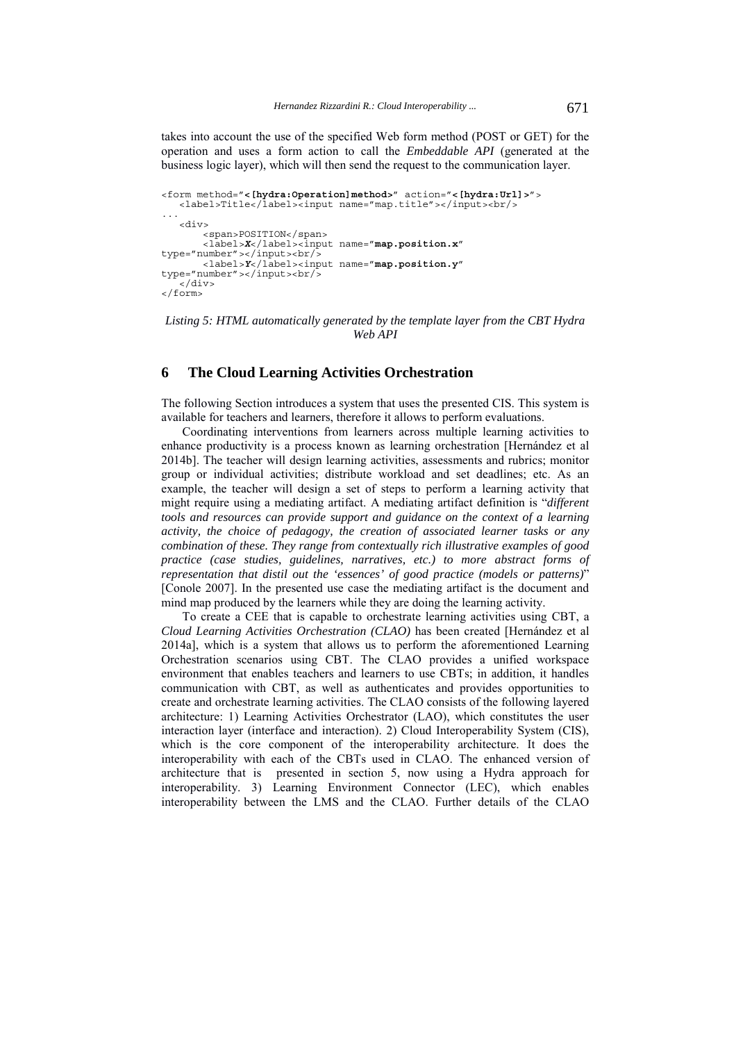takes into account the use of the specified Web form method (POST or GET) for the operation and uses a form action to call the *Embeddable API* (generated at the business logic layer), which will then send the request to the communication layer.

```
<form method="<[hydra:Operation]method>" action="<[hydra:Url]>">
   <label>Title</label><input name="map.title"></input><br/>
...
   <div>
       <span>POSITION</span>
       <label>X</label><input name="map.position.x"
type="number"></input><br/>
       <label>Y</label><input name="map.position.y"
type="number"></input><br/>
   </div>
</form>
```

*Listing 5: HTML automatically generated by the template layer from the CBT Hydra Web API*

## 6 The Cloud Learning Activities Orchestration

The following Section introduces a system that uses the presented CIS. This system is available for teachers and learners, therefore it allows to perform evaluations.

Coordinating interventions from learners across multiple learning activities to enhance productivity is a process known as learning orchestration [Hernández et al 2014b]. The teacher will design learning activities, assessments and rubrics; monitor group or individual activities; distribute workload and set deadlines; etc. As an example, the teacher will design a set of steps to perform a learning activity that might require using a mediating artifact. A mediating artifact definition is "*different tools and resources can provide support and guidance on the context of a learning activity, the choice of pedagogy, the creation of associated learner tasks or any combination of these. They range from contextually rich illustrative examples of good practice (case studies, guidelines, narratives, etc.) to more abstract forms of representation that distil out the 'essences' of good practice (models or patterns)*" [Conole 2007]. In the presented use case the mediating artifact is the document and mind map produced by the learners while they are doing the learning activity.

To create a CEE that is capable to orchestrate learning activities using CBT, a *Cloud Learning Activities Orchestration (CLAO)* has been created [Hernández et al 2014a], which is a system that allows us to perform the aforementioned Learning Orchestration scenarios using CBT. The CLAO provides a unified workspace environment that enables teachers and learners to use CBTs; in addition, it handles communication with CBT, as well as authenticates and provides opportunities to create and orchestrate learning activities. The CLAO consists of the following layered architecture: 1) Learning Activities Orchestrator (LAO), which constitutes the user interaction layer (interface and interaction). 2) Cloud Interoperability System (CIS), which is the core component of the interoperability architecture. It does the interoperability with each of the CBTs used in CLAO. The enhanced version of architecture that is presented in section 5, now using a Hydra approach for interoperability. 3) Learning Environment Connector (LEC), which enables interoperability between the LMS and the CLAO. Further details of the CLAO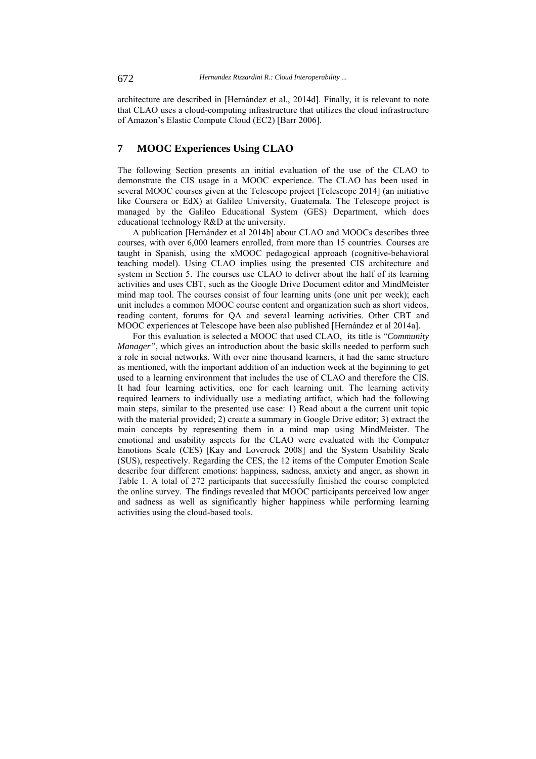architecture are described in [Hernández et al., 2014d]. Finally, it is relevant to note that CLAO uses a cloud-computing infrastructure that utilizes the cloud infrastructure of Amazon's Elastic Compute Cloud (EC2) [Barr 2006].

## 7 MOOC Experiences Using CLAO

The following Section presents an initial evaluation of the use of the CLAO to demonstrate the CIS usage in a MOOC experience. The CLAO has been used in several MOOC courses given at the Telescope project [Telescope 2014] (an initiative like Coursera or EdX) at Galileo University, Guatemala. The Telescope project is managed by the Galileo Educational System (GES) Department, which does educational technology R&D at the university.

A publication [Hernández et al 2014b] about CLAO and MOOCs describes three courses, with over 6,000 learners enrolled, from more than 15 countries. Courses are taught in Spanish, using the xMOOC pedagogical approach (cognitive-behavioral teaching model). Using CLAO implies using the presented CIS architecture and system in Section 5. The courses use CLAO to deliver about the half of its learning activities and uses CBT, such as the Google Drive Document editor and MindMeister mind map tool. The courses consist of four learning units (one unit per week); each unit includes a common MOOC course content and organization such as short videos, reading content, forums for QA and several learning activities. Other CBT and MOOC experiences at Telescope have been also published [Hernández et al 2014a].

For this evaluation is selected a MOOC that used CLAO, its title is "*Community Manager"*, which gives an introduction about the basic skills needed to perform such a role in social networks. With over nine thousand learners, it had the same structure as mentioned, with the important addition of an induction week at the beginning to get used to a learning environment that includes the use of CLAO and therefore the CIS. It had four learning activities, one for each learning unit. The learning activity required learners to individually use a mediating artifact, which had the following main steps, similar to the presented use case: 1) Read about a the current unit topic with the material provided; 2) create a summary in Google Drive editor; 3) extract the main concepts by representing them in a mind map using MindMeister. The emotional and usability aspects for the CLAO were evaluated with the Computer Emotions Scale (CES) [Kay and Loverock 2008] and the System Usability Scale (SUS), respectively. Regarding the CES, the 12 items of the Computer Emotion Scale describe four different emotions: happiness, sadness, anxiety and anger, as shown in Table 1. A total of 272 participants that successfully finished the course completed the online survey. The findings revealed that MOOC participants perceived low anger and sadness as well as significantly higher happiness while performing learning activities using the cloud-based tools.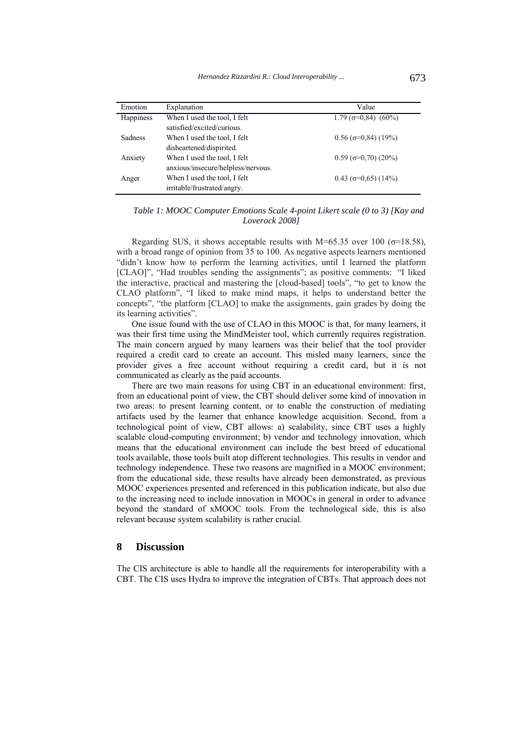| Emotion | Explanation | Value |
| --- | --- | --- |
| Happiness | When I used the tool, I felt satisfied/excited/curious. | 1.79 ($\sigma$=0,84) (60%) |
| Sadness | When I used the tool, I felt disheartened/dispirited. | 0.56 ($\sigma$=0,84) (19%) |
| Anxiety | When I used the tool, I felt anxious/insecure/helpless/nervous. | 0.59 ($\sigma$=0,70) (20%) |
| Anger | When I used the tool, I felt irritable/frustrated/angry. | 0.43 ($\sigma$=0,65) (14%) |

*Table 1: MOOC Computer Emotions Scale 4-point Likert scale (0 to 3) [Kay and Loverock 2008]*

Regarding SUS, it shows acceptable results with M=65.35 over 100 ($\sigma$=18.58), with a broad range of opinion from 35 to 100. As negative aspects learners mentioned "didn't know how to perform the learning activities, until I learned the platform [CLAO]", "Had troubles sending the assignments"; as positive comments: "I liked the interactive, practical and mastering the [cloud-based] tools", "to get to know the CLAO platform", "I liked to make mind maps, it helps to understand better the concepts", "the platform [CLAO] to make the assignments, gain grades by doing the its learning activities".

One issue found with the use of CLAO in this MOOC is that, for many learners, it was their first time using the MindMeister tool, which currently requires registration. The main concern argued by many learners was their belief that the tool provider required a credit card to create an account. This misled many learners, since the provider gives a free account without requiring a credit card, but it is not communicated as clearly as the paid accounts.

There are two main reasons for using CBT in an educational environment: first, from an educational point of view, the CBT should deliver some kind of innovation in two areas: to present learning content, or to enable the construction of mediating artifacts used by the learner that enhance knowledge acquisition. Second, from a technological point of view, CBT allows: a) scalability, since CBT uses a highly scalable cloud-computing environment; b) vendor and technology innovation, which means that the educational environment can include the best breed of educational tools available, those tools built atop different technologies. This results in vendor and technology independence. These two reasons are magnified in a MOOC environment; from the educational side, these results have already been demonstrated, as previous MOOC experiences presented and referenced in this publication indicate, but also due to the increasing need to include innovation in MOOCs in general in order to advance beyond the standard of xMOOC tools. From the technological side, this is also relevant because system scalability is rather crucial.

## 8 Discussion

The CIS architecture is able to handle all the requirements for interoperability with a CBT. The CIS uses Hydra to improve the integration of CBTs. That approach does not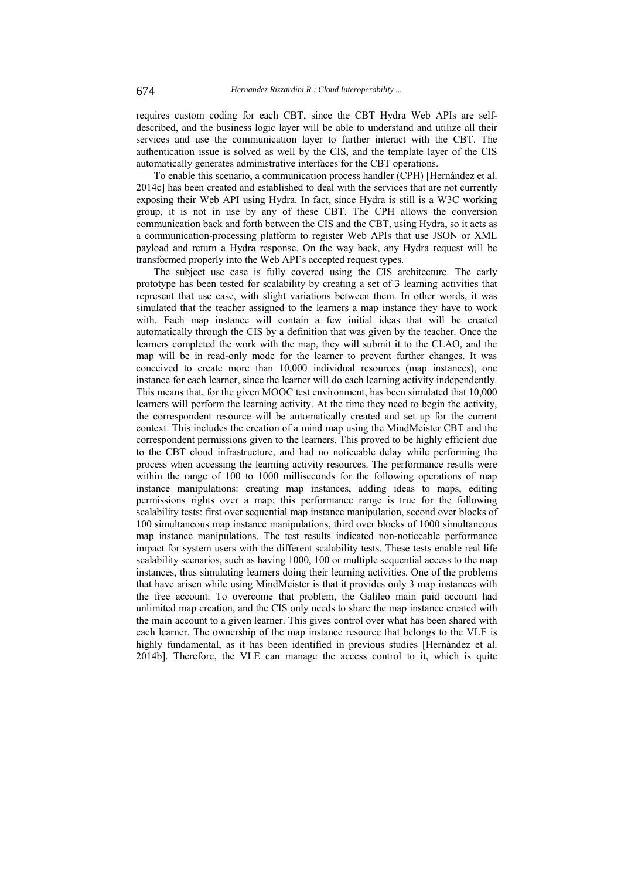requires custom coding for each CBT, since the CBT Hydra Web APIs are self-described, and the business logic layer will be able to understand and utilize all their services and use the communication layer to further interact with the CBT. The authentication issue is solved as well by the CIS, and the template layer of the CIS automatically generates administrative interfaces for the CBT operations.

To enable this scenario, a communication process handler (CPH) [Hernández et al. 2014c] has been created and established to deal with the services that are not currently exposing their Web API using Hydra. In fact, since Hydra is still is a W3C working group, it is not in use by any of these CBT. The CPH allows the conversion communication back and forth between the CIS and the CBT, using Hydra, so it acts as a communication-processing platform to register Web APIs that use JSON or XML payload and return a Hydra response. On the way back, any Hydra request will be transformed properly into the Web API's accepted request types.

The subject use case is fully covered using the CIS architecture. The early prototype has been tested for scalability by creating a set of 3 learning activities that represent that use case, with slight variations between them. In other words, it was simulated that the teacher assigned to the learners a map instance they have to work with. Each map instance will contain a few initial ideas that will be created automatically through the CIS by a definition that was given by the teacher. Once the learners completed the work with the map, they will submit it to the CLAO, and the map will be in read-only mode for the learner to prevent further changes. It was conceived to create more than 10,000 individual resources (map instances), one instance for each learner, since the learner will do each learning activity independently. This means that, for the given MOOC test environment, has been simulated that 10,000 learners will perform the learning activity. At the time they need to begin the activity, the correspondent resource will be automatically created and set up for the current context. This includes the creation of a mind map using the MindMeister CBT and the correspondent permissions given to the learners. This proved to be highly efficient due to the CBT cloud infrastructure, and had no noticeable delay while performing the process when accessing the learning activity resources. The performance results were within the range of 100 to 1000 milliseconds for the following operations of map instance manipulations: creating map instances, adding ideas to maps, editing permissions rights over a map; this performance range is true for the following scalability tests: first over sequential map instance manipulation, second over blocks of 100 simultaneous map instance manipulations, third over blocks of 1000 simultaneous map instance manipulations. The test results indicated non-noticeable performance impact for system users with the different scalability tests. These tests enable real life scalability scenarios, such as having 1000, 100 or multiple sequential access to the map instances, thus simulating learners doing their learning activities. One of the problems that have arisen while using MindMeister is that it provides only 3 map instances with the free account. To overcome that problem, the Galileo main paid account had unlimited map creation, and the CIS only needs to share the map instance created with the main account to a given learner. This gives control over what has been shared with each learner. The ownership of the map instance resource that belongs to the VLE is highly fundamental, as it has been identified in previous studies [Hernández et al. 2014b]. Therefore, the VLE can manage the access control to it, which is quite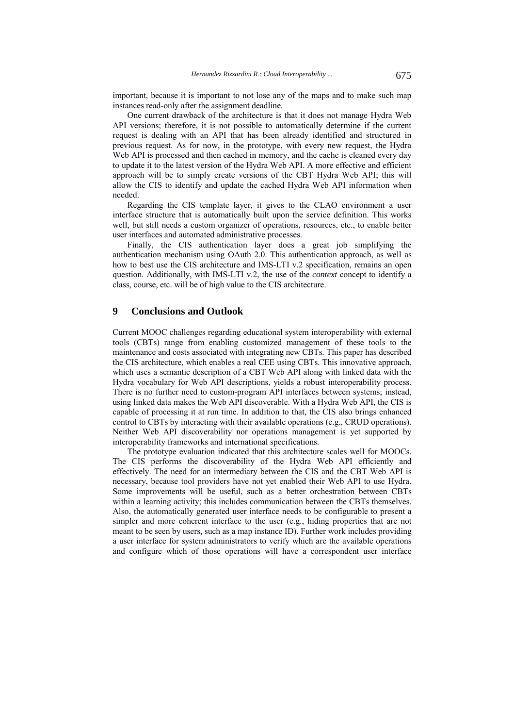important, because it is important to not lose any of the maps and to make such map instances read-only after the assignment deadline.

One current drawback of the architecture is that it does not manage Hydra Web API versions; therefore, it is not possible to automatically determine if the current request is dealing with an API that has been already identified and structured in previous request. As for now, in the prototype, with every new request, the Hydra Web API is processed and then cached in memory, and the cache is cleaned every day to update it to the latest version of the Hydra Web API. A more effective and efficient approach will be to simply create versions of the CBT Hydra Web API; this will allow the CIS to identify and update the cached Hydra Web API information when needed.

Regarding the CIS template layer, it gives to the CLAO environment a user interface structure that is automatically built upon the service definition. This works well, but still needs a custom organizer of operations, resources, etc., to enable better user interfaces and automated administrative processes.

Finally, the CIS authentication layer does a great job simplifying the authentication mechanism using OAuth 2.0. This authentication approach, as well as how to best use the CIS architecture and IMS-LTI v.2 specification, remains an open question. Additionally, with IMS-LTI v.2, the use of the *context* concept to identify a class, course, etc. will be of high value to the CIS architecture.

## 9 Conclusions and Outlook

Current MOOC challenges regarding educational system interoperability with external tools (CBTs) range from enabling customized management of these tools to the maintenance and costs associated with integrating new CBTs. This paper has described the CIS architecture, which enables a real CEE using CBTs. This innovative approach, which uses a semantic description of a CBT Web API along with linked data with the Hydra vocabulary for Web API descriptions, yields a robust interoperability process. There is no further need to custom-program API interfaces between systems; instead, using linked data makes the Web API discoverable. With a Hydra Web API, the CIS is capable of processing it at run time. In addition to that, the CIS also brings enhanced control to CBTs by interacting with their available operations (e.g., CRUD operations). Neither Web API discoverability nor operations management is yet supported by interoperability frameworks and international specifications.

The prototype evaluation indicated that this architecture scales well for MOOCs. The CIS performs the discoverability of the Hydra Web API efficiently and effectively. The need for an intermediary between the CIS and the CBT Web API is necessary, because tool providers have not yet enabled their Web API to use Hydra. Some improvements will be useful, such as a better orchestration between CBTs within a learning activity; this includes communication between the CBTs themselves. Also, the automatically generated user interface needs to be configurable to present a simpler and more coherent interface to the user (e.g., hiding properties that are not meant to be seen by users, such as a map instance ID). Further work includes providing a user interface for system administrators to verify which are the available operations and configure which of those operations will have a correspondent user interface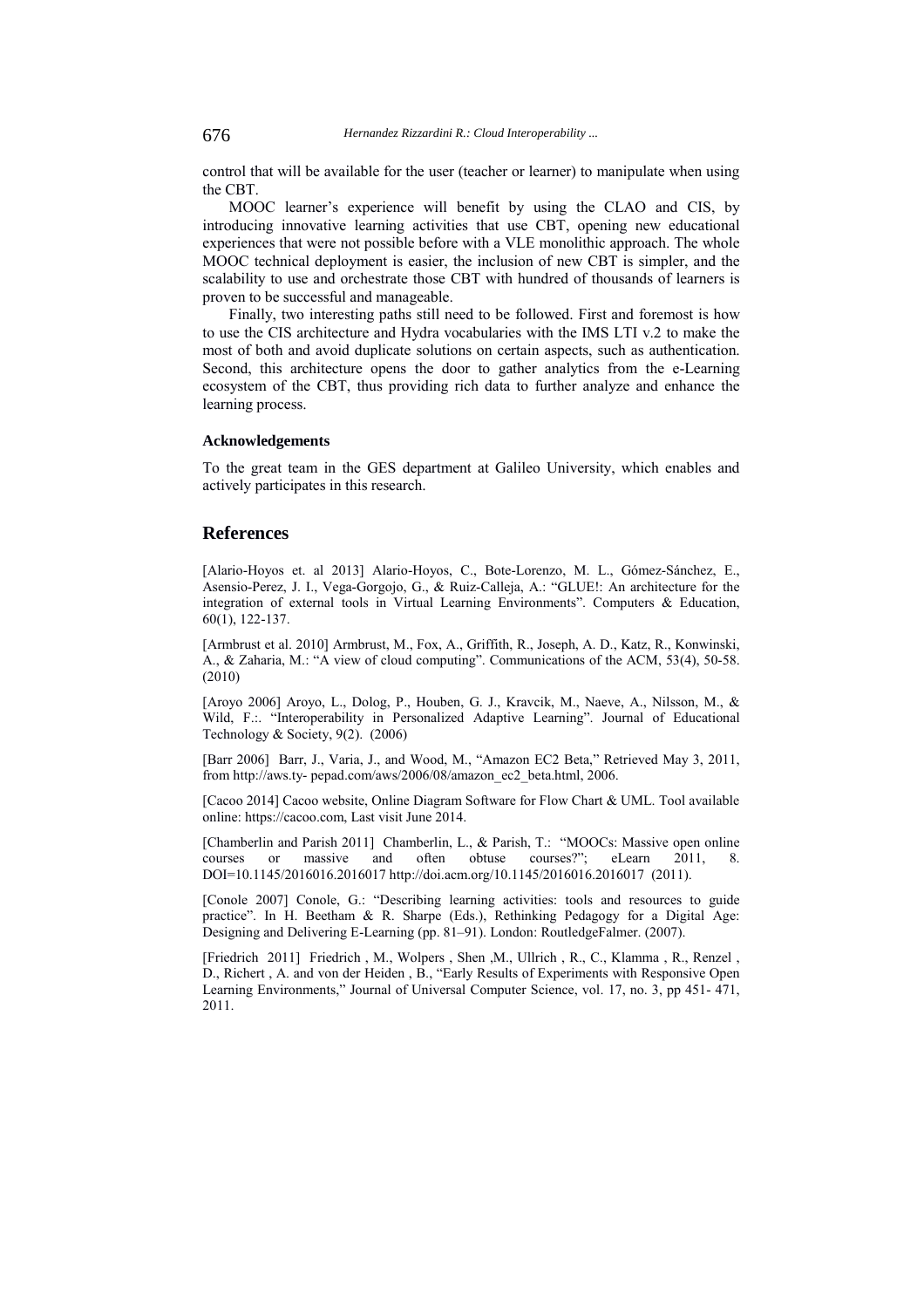control that will be available for the user (teacher or learner) to manipulate when using the CBT.

MOOC learner's experience will benefit by using the CLAO and CIS, by introducing innovative learning activities that use CBT, opening new educational experiences that were not possible before with a VLE monolithic approach. The whole MOOC technical deployment is easier, the inclusion of new CBT is simpler, and the scalability to use and orchestrate those CBT with hundred of thousands of learners is proven to be successful and manageable.

Finally, two interesting paths still need to be followed. First and foremost is how to use the CIS architecture and Hydra vocabularies with the IMS LTI v.2 to make the most of both and avoid duplicate solutions on certain aspects, such as authentication. Second, this architecture opens the door to gather analytics from the e-Learning ecosystem of the CBT, thus providing rich data to further analyze and enhance the learning process.

#### Acknowledgements

To the great team in the GES department at Galileo University, which enables and actively participates in this research.

## References

[Alario-Hoyos et. al 2013] Alario-Hoyos, C., Bote-Lorenzo, M. L., Gómez-Sánchez, E., Asensio-Perez, J. I., Vega-Gorgojo, G., & Ruiz-Calleja, A.: "GLUE!: An architecture for the integration of external tools in Virtual Learning Environments". Computers & Education, 60(1), 122-137.

[Armbrust et al. 2010] Armbrust, M., Fox, A., Griffith, R., Joseph, A. D., Katz, R., Konwinski, A., & Zaharia, M.: "A view of cloud computing". Communications of the ACM, 53(4), 50-58. (2010)

[Aroyo 2006] Aroyo, L., Dolog, P., Houben, G. J., Kravcik, M., Naeve, A., Nilsson, M., & Wild, F.:. "Interoperability in Personalized Adaptive Learning". Journal of Educational Technology & Society, 9(2). (2006)

[Barr 2006] Barr, J., Varia, J., and Wood, M., "Amazon EC2 Beta," Retrieved May 3, 2011, from http://aws.ty- pepad.com/aws/2006/08/amazon_ec2_beta.html, 2006.

[Cacoo 2014] Cacoo website, Online Diagram Software for Flow Chart & UML. Tool available online: https://cacoo.com, Last visit June 2014.

[Chamberlin and Parish 2011] Chamberlin, L., & Parish, T.: "MOOCs: Massive open online courses or massive and often obtuse courses?"; eLearn 2011, 8. DOI=10.1145/2016016.2016017 http://doi.acm.org/10.1145/2016016.2016017 (2011).

[Conole 2007] Conole, G.: "Describing learning activities: tools and resources to guide practice". In H. Beetham & R. Sharpe (Eds.), Rethinking Pedagogy for a Digital Age: Designing and Delivering E-Learning (pp. 81–91). London: RoutledgeFalmer. (2007).

[Friedrich 2011] Friedrich , M., Wolpers , Shen ,M., Ullrich , R., C., Klamma , R., Renzel , D., Richert , A. and von der Heiden , B., "Early Results of Experiments with Responsive Open Learning Environments," Journal of Universal Computer Science, vol. 17, no. 3, pp 451- 471, 2011.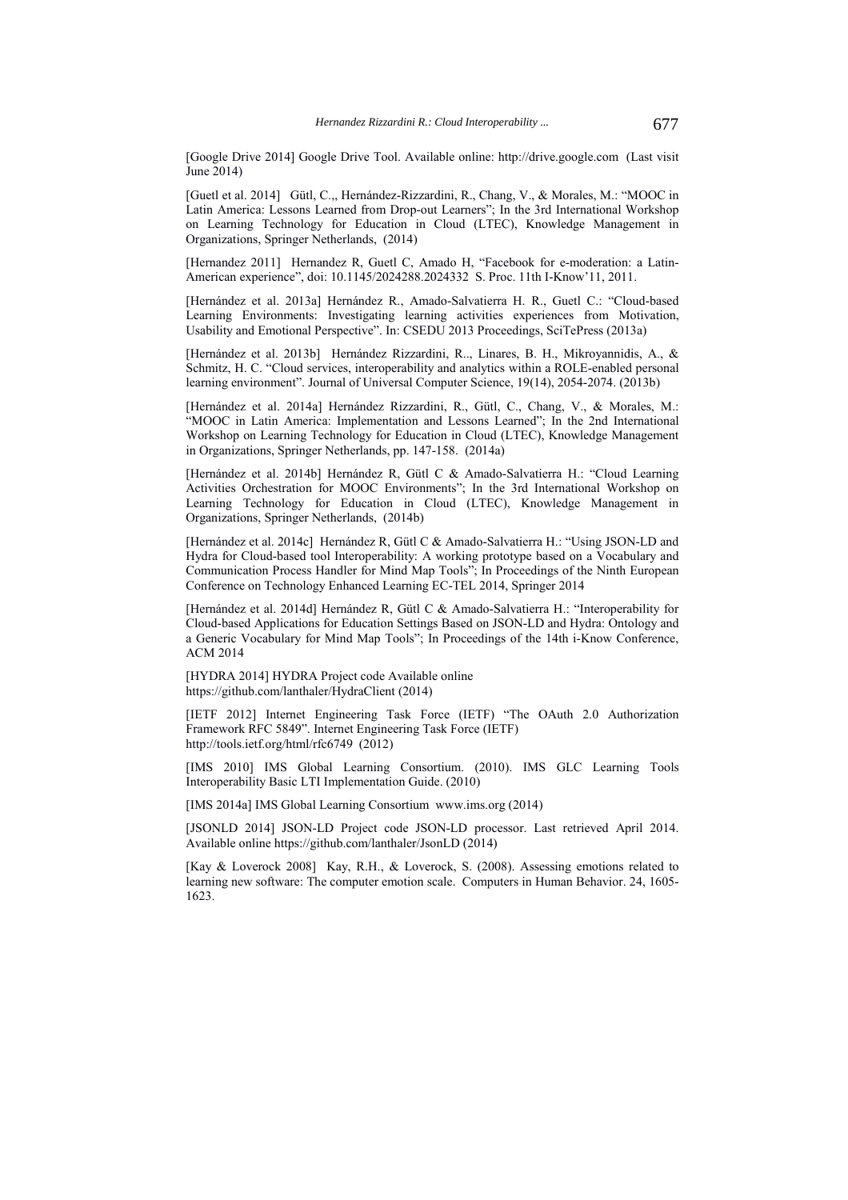[Google Drive 2014] Google Drive Tool. Available online: http://drive.google.com (Last visit June 2014)

[Guetl et al. 2014] Gütl, C.,, Hernández-Rizzardini, R., Chang, V., & Morales, M.: "MOOC in Latin America: Lessons Learned from Drop-out Learners"; In the 3rd International Workshop on Learning Technology for Education in Cloud (LTEC), Knowledge Management in Organizations, Springer Netherlands, (2014)

[Hernandez 2011] Hernandez R, Guetl C, Amado H, "Facebook for e-moderation: a Latin-American experience", doi: 10.1145/2024288.2024332 S. Proc. 11th I-Know'11, 2011.

[Hernández et al. 2013a] Hernández R., Amado-Salvatierra H. R., Guetl C.: "Cloud-based Learning Environments: Investigating learning activities experiences from Motivation, Usability and Emotional Perspective". In: CSEDU 2013 Proceedings, SciTePress (2013a)

[Hernández et al. 2013b] Hernández Rizzardini, R.., Linares, B. H., Mikroyannidis, A., & Schmitz, H. C. "Cloud services, interoperability and analytics within a ROLE-enabled personal learning environment". Journal of Universal Computer Science, 19(14), 2054-2074. (2013b)

[Hernández et al. 2014a] Hernández Rizzardini, R., Gütl, C., Chang, V., & Morales, M.: "MOOC in Latin America: Implementation and Lessons Learned"; In the 2nd International Workshop on Learning Technology for Education in Cloud (LTEC), Knowledge Management in Organizations, Springer Netherlands, pp. 147-158. (2014a)

[Hernández et al. 2014b] Hernández R, Gütl C & Amado-Salvatierra H.: "Cloud Learning Activities Orchestration for MOOC Environments"; In the 3rd International Workshop on Learning Technology for Education in Cloud (LTEC), Knowledge Management in Organizations, Springer Netherlands, (2014b)

[Hernández et al. 2014c] Hernández R, Gütl C & Amado-Salvatierra H.: "Using JSON-LD and Hydra for Cloud-based tool Interoperability: A working prototype based on a Vocabulary and Communication Process Handler for Mind Map Tools"; In Proceedings of the Ninth European Conference on Technology Enhanced Learning EC-TEL 2014, Springer 2014

[Hernández et al. 2014d] Hernández R, Gütl C & Amado-Salvatierra H.: "Interoperability for Cloud-based Applications for Education Settings Based on JSON-LD and Hydra: Ontology and a Generic Vocabulary for Mind Map Tools"; In Proceedings of the 14th i-Know Conference, ACM 2014

[HYDRA 2014] HYDRA Project code Available online https://github.com/lanthaler/HydraClient (2014)

[IETF 2012] Internet Engineering Task Force (IETF) "The OAuth 2.0 Authorization Framework RFC 5849". Internet Engineering Task Force (IETF) http://tools.ietf.org/html/rfc6749 (2012)

[IMS 2010] IMS Global Learning Consortium. (2010). IMS GLC Learning Tools Interoperability Basic LTI Implementation Guide. (2010)

[IMS 2014a] IMS Global Learning Consortium www.ims.org (2014)

[JSONLD 2014] JSON-LD Project code JSON-LD processor. Last retrieved April 2014. Available online https://github.com/lanthaler/JsonLD (2014)

[Kay & Loverock 2008] Kay, R.H., & Loverock, S. (2008). Assessing emotions related to learning new software: The computer emotion scale. Computers in Human Behavior. 24, 1605-1623.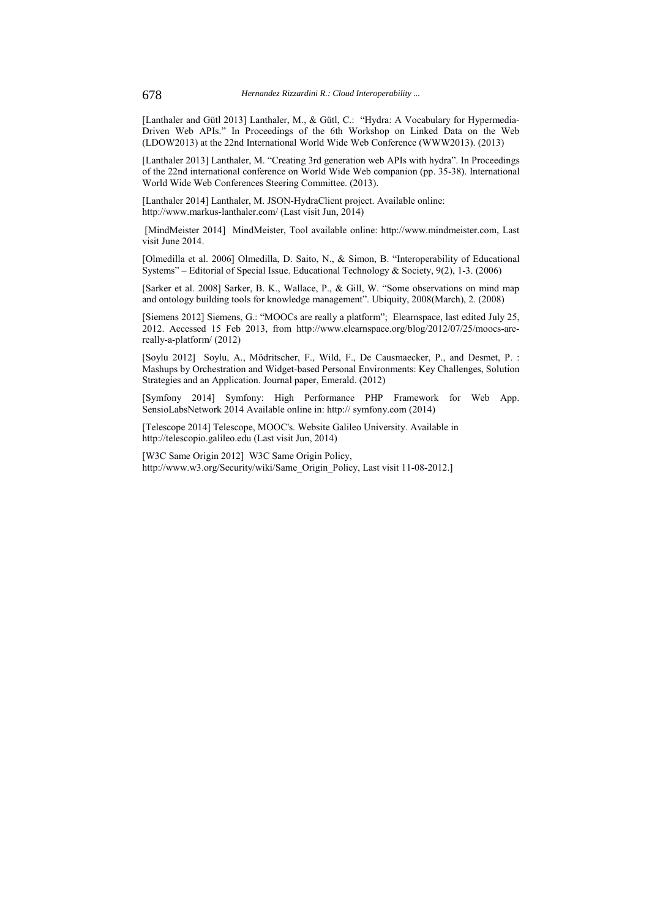[Lanthaler and Gütl 2013] Lanthaler, M., & Gütl, C.: "Hydra: A Vocabulary for Hypermedia-Driven Web APIs." In Proceedings of the 6th Workshop on Linked Data on the Web (LDOW2013) at the 22nd International World Wide Web Conference (WWW2013). (2013)

[Lanthaler 2013] Lanthaler, M. "Creating 3rd generation web APIs with hydra". In Proceedings of the 22nd international conference on World Wide Web companion (pp. 35-38). International World Wide Web Conferences Steering Committee. (2013).

[Lanthaler 2014] Lanthaler, M. JSON-HydraClient project. Available online: http://www.markus-lanthaler.com/ (Last visit Jun, 2014)

[MindMeister 2014] MindMeister, Tool available online: http://www.mindmeister.com, Last visit June 2014.

[Olmedilla et al. 2006] Olmedilla, D. Saito, N., & Simon, B. "Interoperability of Educational Systems" – Editorial of Special Issue. Educational Technology & Society, 9(2), 1-3. (2006)

[Sarker et al. 2008] Sarker, B. K., Wallace, P., & Gill, W. "Some observations on mind map and ontology building tools for knowledge management". Ubiquity, 2008(March), 2. (2008)

[Siemens 2012] Siemens, G.: "MOOCs are really a platform"; Elearnspace, last edited July 25, 2012. Accessed 15 Feb 2013, from http://www.elearnspace.org/blog/2012/07/25/moocs-are-really-a-platform/ (2012)

[Soylu 2012] Soylu, A., Mödritscher, F., Wild, F., De Causmaecker, P., and Desmet, P. : Mashups by Orchestration and Widget-based Personal Environments: Key Challenges, Solution Strategies and an Application. Journal paper, Emerald. (2012)

[Symfony 2014] Symfony: High Performance PHP Framework for Web App. SensioLabsNetwork 2014 Available online in: http:// symfony.com (2014)

[Telescope 2014] Telescope, MOOC's. Website Galileo University. Available in http://telescopio.galileo.edu (Last visit Jun, 2014)

[W3C Same Origin 2012] W3C Same Origin Policy, http://www.w3.org/Security/wiki/Same_Origin_Policy, Last visit 11-08-2012.]